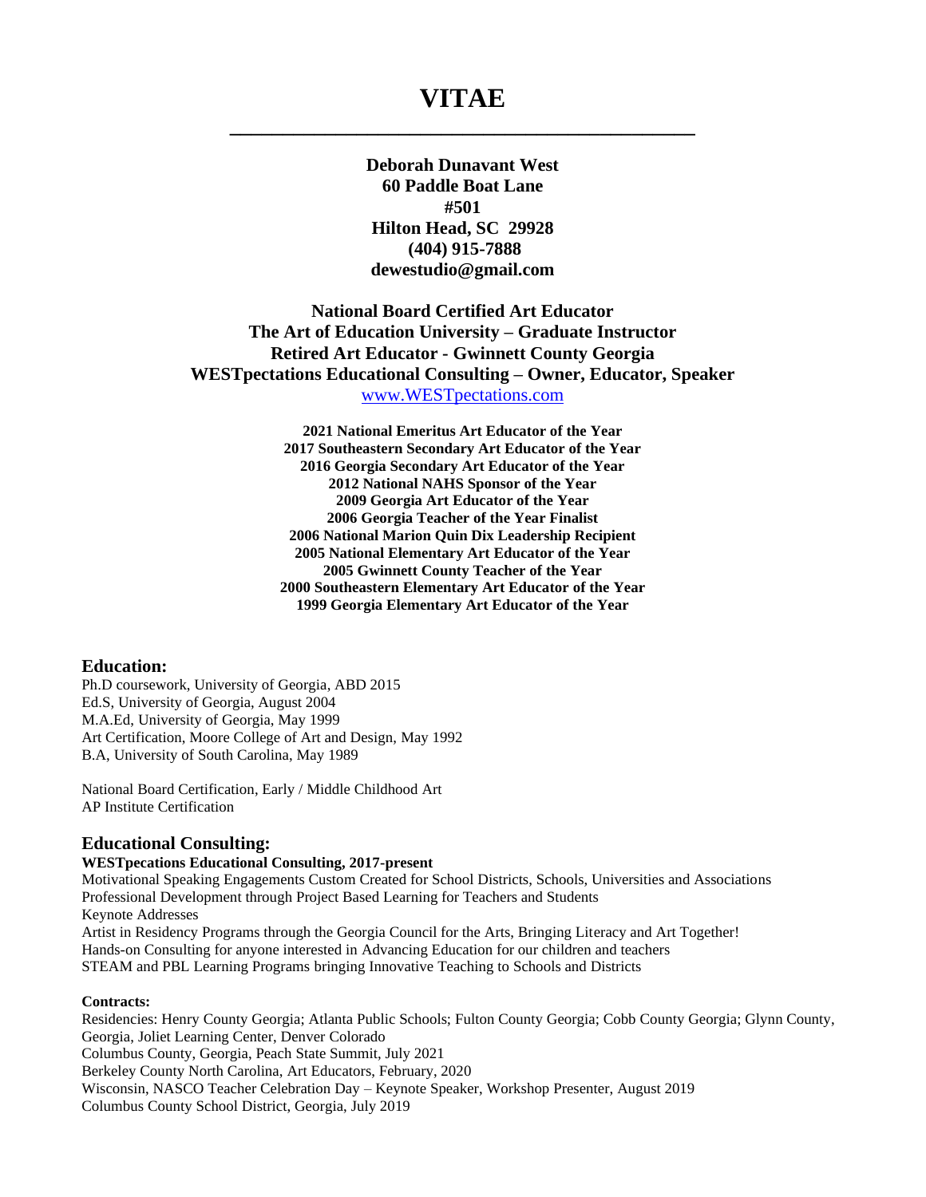# VITAE

---

**Deborah Dunavant West**
**60 Paddle Boat Lane**
**#501**
**Hilton Head, SC 29928**
**(404) 915-7888**
**dewestudio@gmail.com**

**National Board Certified Art Educator**
**The Art of Education University – Graduate Instructor**
**Retired Art Educator - Gwinnett County Georgia**
**WESTpectations Educational Consulting – Owner, Educator, Speaker**
www.WESTpectations.com

**2021 National Emeritus Art Educator of the Year**
**2017 Southeastern Secondary Art Educator of the Year**
**2016 Georgia Secondary Art Educator of the Year**
**2012 National NAHS Sponsor of the Year**
**2009 Georgia Art Educator of the Year**
**2006 Georgia Teacher of the Year Finalist**
**2006 National Marion Quin Dix Leadership Recipient**
**2005 National Elementary Art Educator of the Year**
**2005 Gwinnett County Teacher of the Year**
**2000 Southeastern Elementary Art Educator of the Year**
**1999 Georgia Elementary Art Educator of the Year**

## Education:

Ph.D coursework, University of Georgia, ABD 2015
Ed.S, University of Georgia, August 2004
M.A.Ed, University of Georgia, May 1999
Art Certification, Moore College of Art and Design, May 1992
B.A, University of South Carolina, May 1989

National Board Certification, Early / Middle Childhood Art
AP Institute Certification

## Educational Consulting:

**WESTpecations Educational Consulting, 2017-present**
Motivational Speaking Engagements Custom Created for School Districts, Schools, Universities and Associations
Professional Development through Project Based Learning for Teachers and Students
Keynote Addresses
Artist in Residency Programs through the Georgia Council for the Arts, Bringing Literacy and Art Together!
Hands-on Consulting for anyone interested in Advancing Education for our children and teachers
STEAM and PBL Learning Programs bringing Innovative Teaching to Schools and Districts

**Contracts:**
Residencies: Henry County Georgia; Atlanta Public Schools; Fulton County Georgia; Cobb County Georgia; Glynn County, Georgia, Joliet Learning Center, Denver Colorado
Columbus County, Georgia, Peach State Summit, July 2021
Berkeley County North Carolina, Art Educators, February, 2020
Wisconsin, NASCO Teacher Celebration Day – Keynote Speaker, Workshop Presenter, August 2019
Columbus County School District, Georgia, July 2019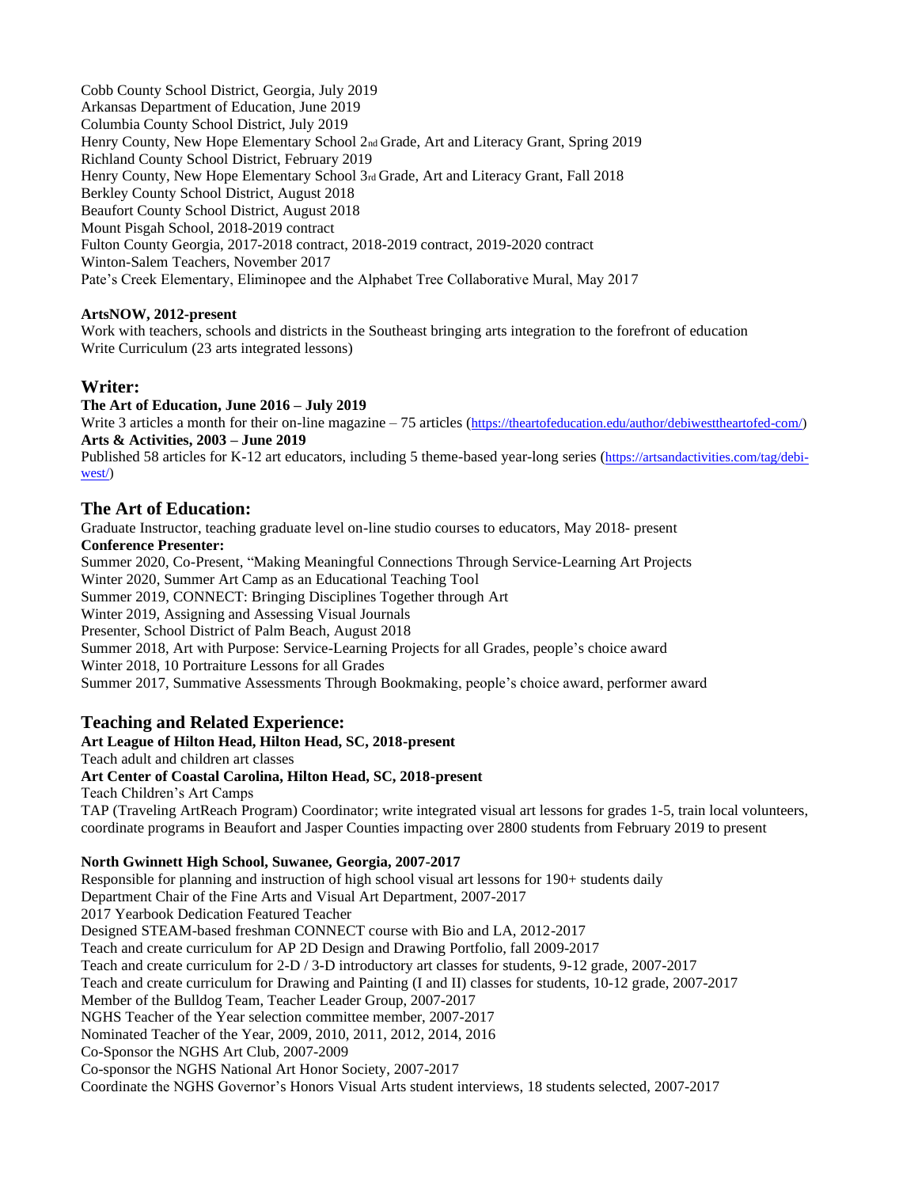Cobb County School District, Georgia, July 2019
Arkansas Department of Education, June 2019
Columbia County School District, July 2019
Henry County, New Hope Elementary School 2nd Grade, Art and Literacy Grant, Spring 2019
Richland County School District, February 2019
Henry County, New Hope Elementary School 3rd Grade, Art and Literacy Grant, Fall 2018
Berkley County School District, August 2018
Beaufort County School District, August 2018
Mount Pisgah School, 2018-2019 contract
Fulton County Georgia, 2017-2018 contract, 2018-2019 contract, 2019-2020 contract
Winton-Salem Teachers, November 2017
Pate's Creek Elementary, Eliminopee and the Alphabet Tree Collaborative Mural, May 2017

**ArtsNOW, 2012-present**
Work with teachers, schools and districts in the Southeast bringing arts integration to the forefront of education
Write Curriculum (23 arts integrated lessons)

## Writer:

**The Art of Education, June 2016 – July 2019**
Write 3 articles a month for their on-line magazine – 75 articles (https://theartofeducation.edu/author/debiwesttheartofed-com/)
**Arts & Activities, 2003 – June 2019**
Published 58 articles for K-12 art educators, including 5 theme-based year-long series (https://artsandactivities.com/tag/debi-west/)

## The Art of Education:

Graduate Instructor, teaching graduate level on-line studio courses to educators, May 2018- present
**Conference Presenter:**
Summer 2020, Co-Present, "Making Meaningful Connections Through Service-Learning Art Projects
Winter 2020, Summer Art Camp as an Educational Teaching Tool
Summer 2019, CONNECT: Bringing Disciplines Together through Art
Winter 2019, Assigning and Assessing Visual Journals
Presenter, School District of Palm Beach, August 2018
Summer 2018, Art with Purpose: Service-Learning Projects for all Grades, people's choice award
Winter 2018, 10 Portraiture Lessons for all Grades
Summer 2017, Summative Assessments Through Bookmaking, people's choice award, performer award

## Teaching and Related Experience:

**Art League of Hilton Head, Hilton Head, SC, 2018-present**
Teach adult and children art classes
**Art Center of Coastal Carolina, Hilton Head, SC, 2018-present**
Teach Children's Art Camps
TAP (Traveling ArtReach Program) Coordinator; write integrated visual art lessons for grades 1-5, train local volunteers, coordinate programs in Beaufort and Jasper Counties impacting over 2800 students from February 2019 to present

**North Gwinnett High School, Suwanee, Georgia, 2007-2017**
Responsible for planning and instruction of high school visual art lessons for 190+ students daily
Department Chair of the Fine Arts and Visual Art Department, 2007-2017
2017 Yearbook Dedication Featured Teacher
Designed STEAM-based freshman CONNECT course with Bio and LA, 2012-2017
Teach and create curriculum for AP 2D Design and Drawing Portfolio, fall 2009-2017
Teach and create curriculum for 2-D / 3-D introductory art classes for students, 9-12 grade, 2007-2017
Teach and create curriculum for Drawing and Painting (I and II) classes for students, 10-12 grade, 2007-2017
Member of the Bulldog Team, Teacher Leader Group, 2007-2017
NGHS Teacher of the Year selection committee member, 2007-2017
Nominated Teacher of the Year, 2009, 2010, 2011, 2012, 2014, 2016
Co-Sponsor the NGHS Art Club, 2007-2009
Co-sponsor the NGHS National Art Honor Society, 2007-2017
Coordinate the NGHS Governor's Honors Visual Arts student interviews, 18 students selected, 2007-2017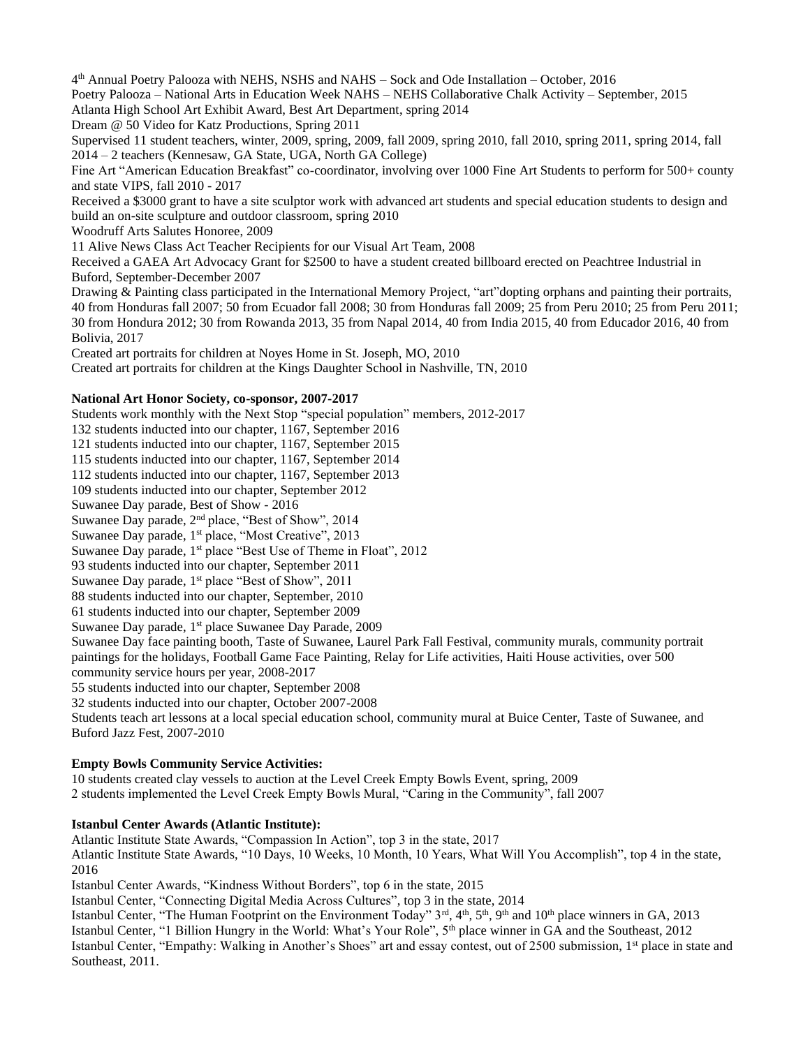4th Annual Poetry Palooza with NEHS, NSHS and NAHS – Sock and Ode Installation – October, 2016

Poetry Palooza – National Arts in Education Week NAHS – NEHS Collaborative Chalk Activity – September, 2015

Atlanta High School Art Exhibit Award, Best Art Department, spring 2014

Dream @ 50 Video for Katz Productions, Spring 2011

Supervised 11 student teachers, winter, 2009, spring, 2009, fall 2009, spring 2010, fall 2010, spring 2011, spring 2014, fall 2014 – 2 teachers (Kennesaw, GA State, UGA, North GA College)

Fine Art "American Education Breakfast" co-coordinator, involving over 1000 Fine Art Students to perform for 500+ county and state VIPS, fall 2010 - 2017

Received a $3000 grant to have a site sculptor work with advanced art students and special education students to design and build an on-site sculpture and outdoor classroom, spring 2010

Woodruff Arts Salutes Honoree, 2009

11 Alive News Class Act Teacher Recipients for our Visual Art Team, 2008

Received a GAEA Art Advocacy Grant for $2500 to have a student created billboard erected on Peachtree Industrial in Buford, September-December 2007

Drawing & Painting class participated in the International Memory Project, "art"dopting orphans and painting their portraits, 40 from Honduras fall 2007; 50 from Ecuador fall 2008; 30 from Honduras fall 2009; 25 from Peru 2010; 25 from Peru 2011; 30 from Hondura 2012; 30 from Rowanda 2013, 35 from Napal 2014, 40 from India 2015, 40 from Educador 2016, 40 from Bolivia, 2017

Created art portraits for children at Noyes Home in St. Joseph, MO, 2010

Created art portraits for children at the Kings Daughter School in Nashville, TN, 2010

**National Art Honor Society, co-sponsor, 2007-2017**

Students work monthly with the Next Stop "special population" members, 2012-2017

132 students inducted into our chapter, 1167, September 2016

121 students inducted into our chapter, 1167, September 2015

115 students inducted into our chapter, 1167, September 2014

112 students inducted into our chapter, 1167, September 2013

109 students inducted into our chapter, September 2012

Suwanee Day parade, Best of Show - 2016

Suwanee Day parade, 2nd place, "Best of Show", 2014

Suwanee Day parade, 1st place, "Most Creative", 2013

Suwanee Day parade, 1st place "Best Use of Theme in Float", 2012

93 students inducted into our chapter, September 2011

Suwanee Day parade, 1st place "Best of Show", 2011

88 students inducted into our chapter, September, 2010

61 students inducted into our chapter, September 2009

Suwanee Day parade, 1st place Suwanee Day Parade, 2009

Suwanee Day face painting booth, Taste of Suwanee, Laurel Park Fall Festival, community murals, community portrait paintings for the holidays, Football Game Face Painting, Relay for Life activities, Haiti House activities, over 500 community service hours per year, 2008-2017

55 students inducted into our chapter, September 2008

32 students inducted into our chapter, October 2007-2008

Students teach art lessons at a local special education school, community mural at Buice Center, Taste of Suwanee, and Buford Jazz Fest, 2007-2010

**Empty Bowls Community Service Activities:**

10 students created clay vessels to auction at the Level Creek Empty Bowls Event, spring, 2009

2 students implemented the Level Creek Empty Bowls Mural, "Caring in the Community", fall 2007

**Istanbul Center Awards (Atlantic Institute):**

Atlantic Institute State Awards, "Compassion In Action", top 3 in the state, 2017

Atlantic Institute State Awards, "10 Days, 10 Weeks, 10 Month, 10 Years, What Will You Accomplish", top 4 in the state, 2016

Istanbul Center Awards, "Kindness Without Borders", top 6 in the state, 2015

Istanbul Center, "Connecting Digital Media Across Cultures", top 3 in the state, 2014

Istanbul Center, "The Human Footprint on the Environment Today" 3rd, 4th, 5th, 9th and 10th place winners in GA, 2013

Istanbul Center, "1 Billion Hungry in the World: What's Your Role", 5th place winner in GA and the Southeast, 2012

Istanbul Center, "Empathy: Walking in Another's Shoes" art and essay contest, out of 2500 submission, 1st place in state and Southeast, 2011.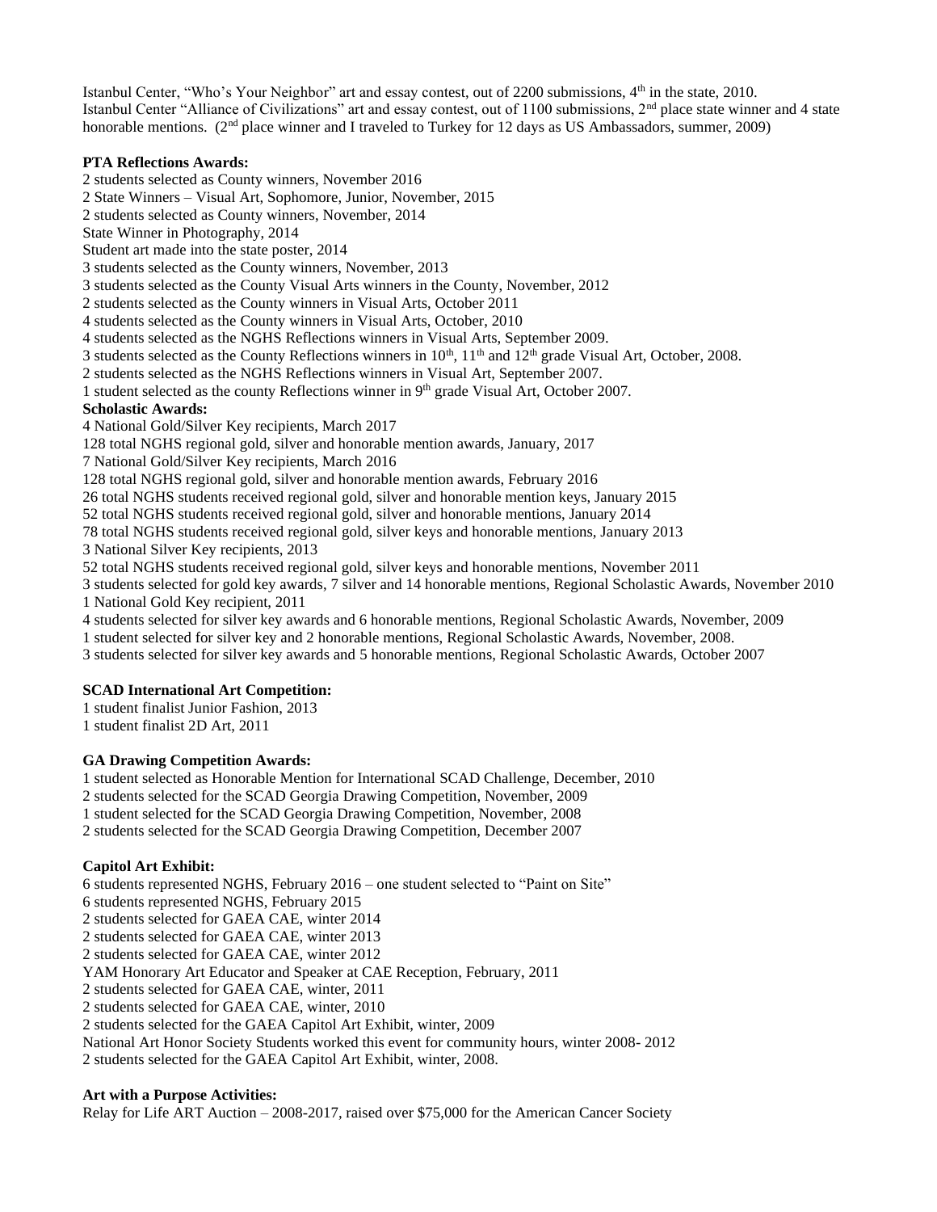Istanbul Center, "Who's Your Neighbor" art and essay contest, out of 2200 submissions, 4th in the state, 2010.
Istanbul Center "Alliance of Civilizations" art and essay contest, out of 1100 submissions, 2nd place state winner and 4 state honorable mentions. (2nd place winner and I traveled to Turkey for 12 days as US Ambassadors, summer, 2009)

**PTA Reflections Awards:**

2 students selected as County winners, November 2016
2 State Winners – Visual Art, Sophomore, Junior, November, 2015
2 students selected as County winners, November, 2014
State Winner in Photography, 2014
Student art made into the state poster, 2014
3 students selected as the County winners, November, 2013
3 students selected as the County Visual Arts winners in the County, November, 2012
2 students selected as the County winners in Visual Arts, October 2011
4 students selected as the County winners in Visual Arts, October, 2010
4 students selected as the NGHS Reflections winners in Visual Arts, September 2009.
3 students selected as the County Reflections winners in 10th, 11th and 12th grade Visual Art, October, 2008.
2 students selected as the NGHS Reflections winners in Visual Art, September 2007.
1 student selected as the county Reflections winner in 9th grade Visual Art, October 2007.

**Scholastic Awards:**

4 National Gold/Silver Key recipients, March 2017
128 total NGHS regional gold, silver and honorable mention awards, January, 2017
7 National Gold/Silver Key recipients, March 2016
128 total NGHS regional gold, silver and honorable mention awards, February 2016
26 total NGHS students received regional gold, silver and honorable mention keys, January 2015
52 total NGHS students received regional gold, silver and honorable mentions, January 2014
78 total NGHS students received regional gold, silver keys and honorable mentions, January 2013
3 National Silver Key recipients, 2013
52 total NGHS students received regional gold, silver keys and honorable mentions, November 2011
3 students selected for gold key awards, 7 silver and 14 honorable mentions, Regional Scholastic Awards, November 2010
1 National Gold Key recipient, 2011
4 students selected for silver key awards and 6 honorable mentions, Regional Scholastic Awards, November, 2009
1 student selected for silver key and 2 honorable mentions, Regional Scholastic Awards, November, 2008.
3 students selected for silver key awards and 5 honorable mentions, Regional Scholastic Awards, October 2007

**SCAD International Art Competition:**

1 student finalist Junior Fashion, 2013
1 student finalist 2D Art, 2011

**GA Drawing Competition Awards:**

1 student selected as Honorable Mention for International SCAD Challenge, December, 2010
2 students selected for the SCAD Georgia Drawing Competition, November, 2009
1 student selected for the SCAD Georgia Drawing Competition, November, 2008
2 students selected for the SCAD Georgia Drawing Competition, December 2007

**Capitol Art Exhibit:**

6 students represented NGHS, February 2016 – one student selected to "Paint on Site"
6 students represented NGHS, February 2015
2 students selected for GAEA CAE, winter 2014
2 students selected for GAEA CAE, winter 2013
2 students selected for GAEA CAE, winter 2012
YAM Honorary Art Educator and Speaker at CAE Reception, February, 2011
2 students selected for GAEA CAE, winter, 2011
2 students selected for GAEA CAE, winter, 2010
2 students selected for the GAEA Capitol Art Exhibit, winter, 2009
National Art Honor Society Students worked this event for community hours, winter 2008- 2012
2 students selected for the GAEA Capitol Art Exhibit, winter, 2008.

**Art with a Purpose Activities:**

Relay for Life ART Auction – 2008-2017, raised over $75,000 for the American Cancer Society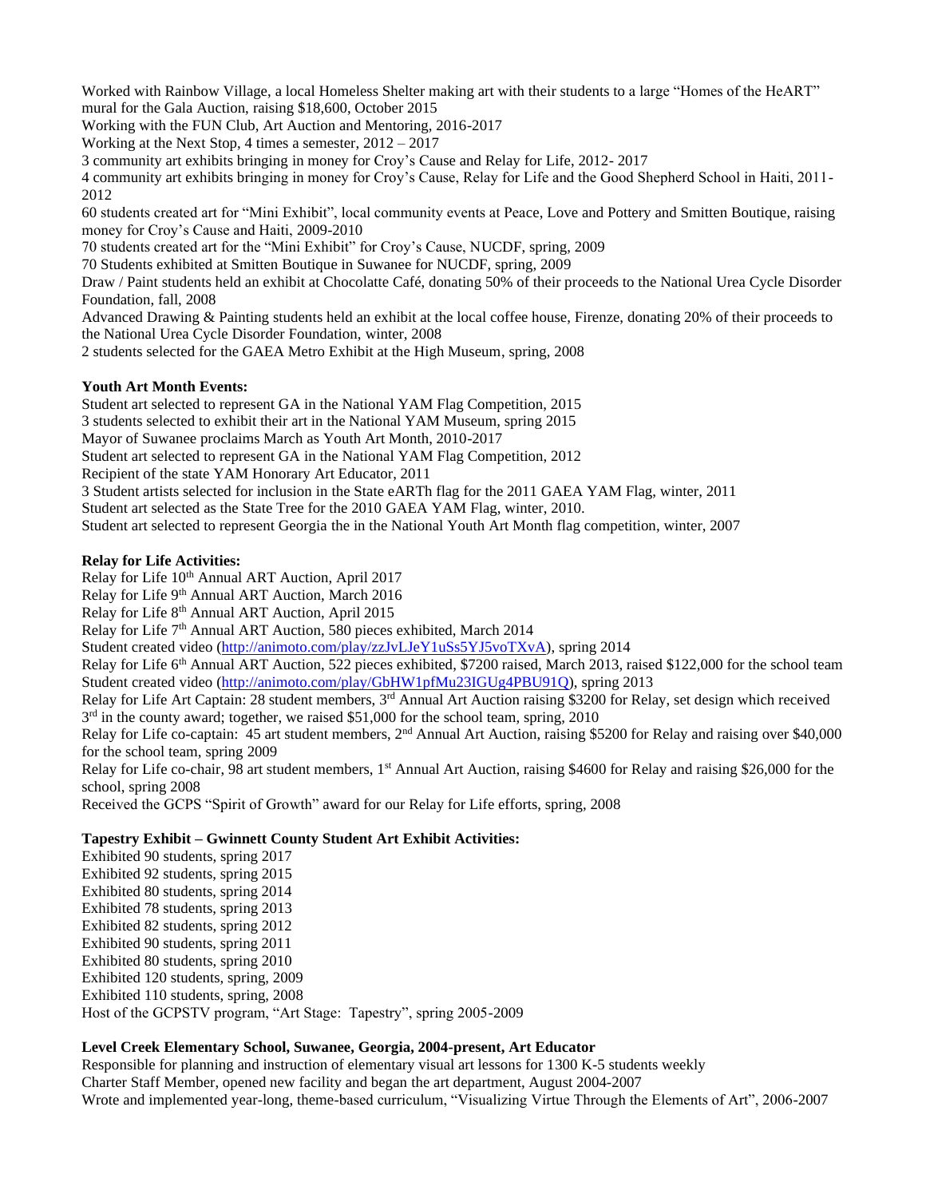Worked with Rainbow Village, a local Homeless Shelter making art with their students to a large "Homes of the HeART" mural for the Gala Auction, raising $18,600, October 2015

Working with the FUN Club, Art Auction and Mentoring, 2016-2017

Working at the Next Stop, 4 times a semester, 2012 – 2017

3 community art exhibits bringing in money for Croy's Cause and Relay for Life, 2012- 2017

4 community art exhibits bringing in money for Croy's Cause, Relay for Life and the Good Shepherd School in Haiti, 2011-2012

60 students created art for "Mini Exhibit", local community events at Peace, Love and Pottery and Smitten Boutique, raising money for Croy's Cause and Haiti, 2009-2010

70 students created art for the "Mini Exhibit" for Croy's Cause, NUCDF, spring, 2009

70 Students exhibited at Smitten Boutique in Suwanee for NUCDF, spring, 2009

Draw / Paint students held an exhibit at Chocolatte Café, donating 50% of their proceeds to the National Urea Cycle Disorder Foundation, fall, 2008

Advanced Drawing & Painting students held an exhibit at the local coffee house, Firenze, donating 20% of their proceeds to the National Urea Cycle Disorder Foundation, winter, 2008

2 students selected for the GAEA Metro Exhibit at the High Museum, spring, 2008

**Youth Art Month Events:**

Student art selected to represent GA in the National YAM Flag Competition, 2015

3 students selected to exhibit their art in the National YAM Museum, spring 2015

Mayor of Suwanee proclaims March as Youth Art Month, 2010-2017

Student art selected to represent GA in the National YAM Flag Competition, 2012

Recipient of the state YAM Honorary Art Educator, 2011

3 Student artists selected for inclusion in the State eARTh flag for the 2011 GAEA YAM Flag, winter, 2011

Student art selected as the State Tree for the 2010 GAEA YAM Flag, winter, 2010.

Student art selected to represent Georgia the in the National Youth Art Month flag competition, winter, 2007

**Relay for Life Activities:**

Relay for Life 10th Annual ART Auction, April 2017

Relay for Life 9th Annual ART Auction, March 2016

Relay for Life 8th Annual ART Auction, April 2015

Relay for Life 7th Annual ART Auction, 580 pieces exhibited, March 2014

Student created video (http://animoto.com/play/zzJvLJeY1uSs5YJ5voTXvA), spring 2014

Relay for Life 6th Annual ART Auction, 522 pieces exhibited, $7200 raised, March 2013, raised $122,000 for the school team

Student created video (http://animoto.com/play/GbHW1pfMu23IGUg4PBU91Q), spring 2013

Relay for Life Art Captain: 28 student members, 3rd Annual Art Auction raising $3200 for Relay, set design which received 3rd in the county award; together, we raised $51,000 for the school team, spring, 2010

Relay for Life co-captain: 45 art student members, 2nd Annual Art Auction, raising $5200 for Relay and raising over $40,000 for the school team, spring 2009

Relay for Life co-chair, 98 art student members, 1st Annual Art Auction, raising $4600 for Relay and raising $26,000 for the school, spring 2008

Received the GCPS "Spirit of Growth" award for our Relay for Life efforts, spring, 2008

**Tapestry Exhibit – Gwinnett County Student Art Exhibit Activities:**

Exhibited 90 students, spring 2017

Exhibited 92 students, spring 2015

Exhibited 80 students, spring 2014

Exhibited 78 students, spring 2013

Exhibited 82 students, spring 2012

Exhibited 90 students, spring 2011

Exhibited 80 students, spring 2010

Exhibited 120 students, spring, 2009

Exhibited 110 students, spring, 2008

Host of the GCPSTV program, "Art Stage: Tapestry", spring 2005-2009

**Level Creek Elementary School, Suwanee, Georgia, 2004-present, Art Educator**

Responsible for planning and instruction of elementary visual art lessons for 1300 K-5 students weekly

Charter Staff Member, opened new facility and began the art department, August 2004-2007

Wrote and implemented year-long, theme-based curriculum, "Visualizing Virtue Through the Elements of Art", 2006-2007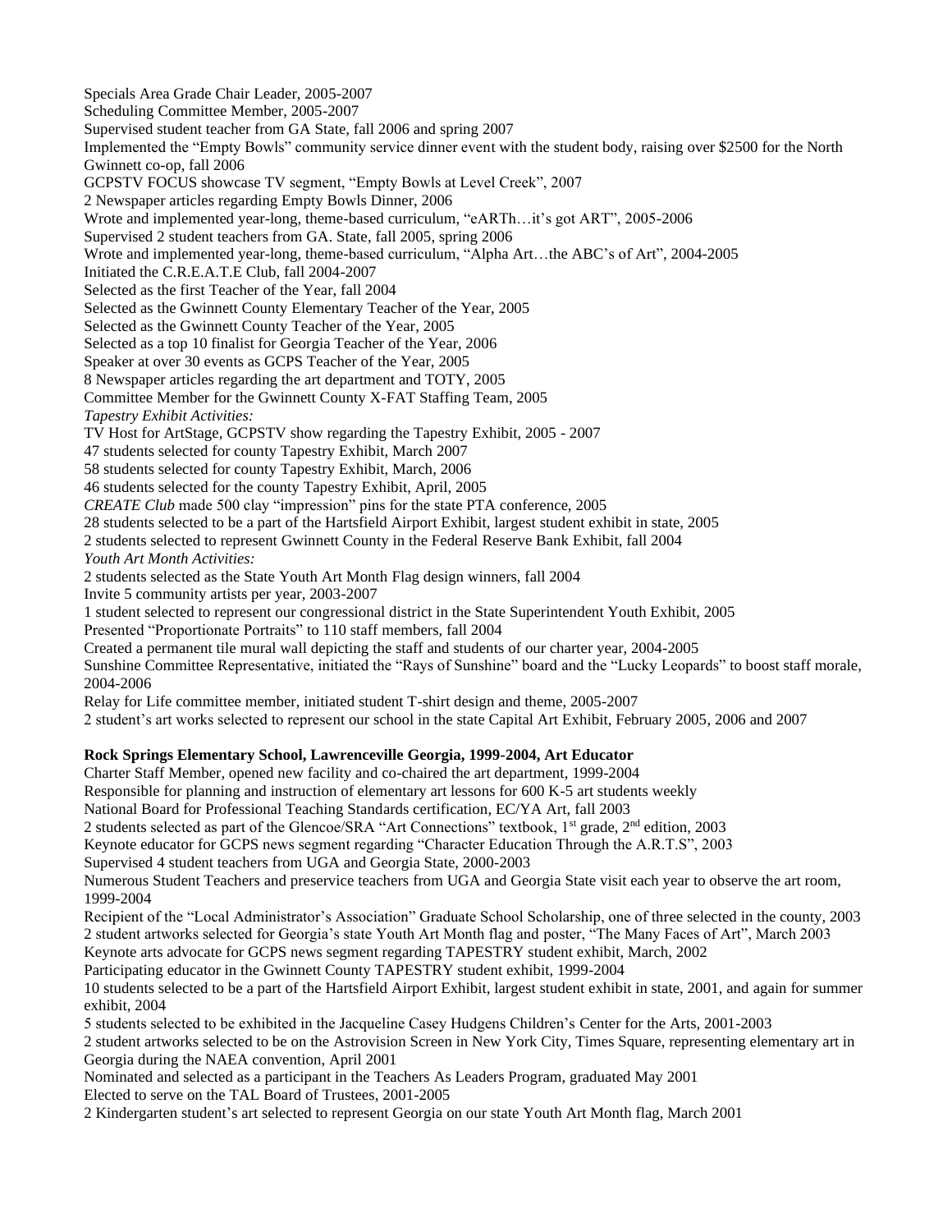Specials Area Grade Chair Leader, 2005-2007
Scheduling Committee Member, 2005-2007
Supervised student teacher from GA State, fall 2006 and spring 2007
Implemented the "Empty Bowls" community service dinner event with the student body, raising over $2500 for the North Gwinnett co-op, fall 2006
GCPSTV FOCUS showcase TV segment, "Empty Bowls at Level Creek", 2007
2 Newspaper articles regarding Empty Bowls Dinner, 2006
Wrote and implemented year-long, theme-based curriculum, "eARTh…it's got ART", 2005-2006
Supervised 2 student teachers from GA. State, fall 2005, spring 2006
Wrote and implemented year-long, theme-based curriculum, "Alpha Art…the ABC's of Art", 2004-2005
Initiated the C.R.E.A.T.E Club, fall 2004-2007
Selected as the first Teacher of the Year, fall 2004
Selected as the Gwinnett County Elementary Teacher of the Year, 2005
Selected as the Gwinnett County Teacher of the Year, 2005
Selected as a top 10 finalist for Georgia Teacher of the Year, 2006
Speaker at over 30 events as GCPS Teacher of the Year, 2005
8 Newspaper articles regarding the art department and TOTY, 2005
Committee Member for the Gwinnett County X-FAT Staffing Team, 2005
*Tapestry Exhibit Activities:*
TV Host for ArtStage, GCPSTV show regarding the Tapestry Exhibit, 2005 - 2007
47 students selected for county Tapestry Exhibit, March 2007
58 students selected for county Tapestry Exhibit, March, 2006
46 students selected for the county Tapestry Exhibit, April, 2005
*CREATE Club* made 500 clay "impression" pins for the state PTA conference, 2005
28 students selected to be a part of the Hartsfield Airport Exhibit, largest student exhibit in state, 2005
2 students selected to represent Gwinnett County in the Federal Reserve Bank Exhibit, fall 2004
*Youth Art Month Activities:*
2 students selected as the State Youth Art Month Flag design winners, fall 2004
Invite 5 community artists per year, 2003-2007
1 student selected to represent our congressional district in the State Superintendent Youth Exhibit, 2005
Presented "Proportionate Portraits" to 110 staff members, fall 2004
Created a permanent tile mural wall depicting the staff and students of our charter year, 2004-2005
Sunshine Committee Representative, initiated the "Rays of Sunshine" board and the "Lucky Leopards" to boost staff morale, 2004-2006
Relay for Life committee member, initiated student T-shirt design and theme, 2005-2007
2 student's art works selected to represent our school in the state Capital Art Exhibit, February 2005, 2006 and 2007

**Rock Springs Elementary School, Lawrenceville Georgia, 1999-2004, Art Educator**
Charter Staff Member, opened new facility and co-chaired the art department, 1999-2004
Responsible for planning and instruction of elementary art lessons for 600 K-5 art students weekly
National Board for Professional Teaching Standards certification, EC/YA Art, fall 2003
2 students selected as part of the Glencoe/SRA "Art Connections" textbook, 1st grade, 2nd edition, 2003
Keynote educator for GCPS news segment regarding "Character Education Through the A.R.T.S", 2003
Supervised 4 student teachers from UGA and Georgia State, 2000-2003
Numerous Student Teachers and preservice teachers from UGA and Georgia State visit each year to observe the art room, 1999-2004
Recipient of the "Local Administrator's Association" Graduate School Scholarship, one of three selected in the county, 2003
2 student artworks selected for Georgia's state Youth Art Month flag and poster, "The Many Faces of Art", March 2003
Keynote arts advocate for GCPS news segment regarding TAPESTRY student exhibit, March, 2002
Participating educator in the Gwinnett County TAPESTRY student exhibit, 1999-2004
10 students selected to be a part of the Hartsfield Airport Exhibit, largest student exhibit in state, 2001, and again for summer exhibit, 2004
5 students selected to be exhibited in the Jacqueline Casey Hudgens Children's Center for the Arts, 2001-2003
2 student artworks selected to be on the Astrovision Screen in New York City, Times Square, representing elementary art in Georgia during the NAEA convention, April 2001
Nominated and selected as a participant in the Teachers As Leaders Program, graduated May 2001
Elected to serve on the TAL Board of Trustees, 2001-2005
2 Kindergarten student's art selected to represent Georgia on our state Youth Art Month flag, March 2001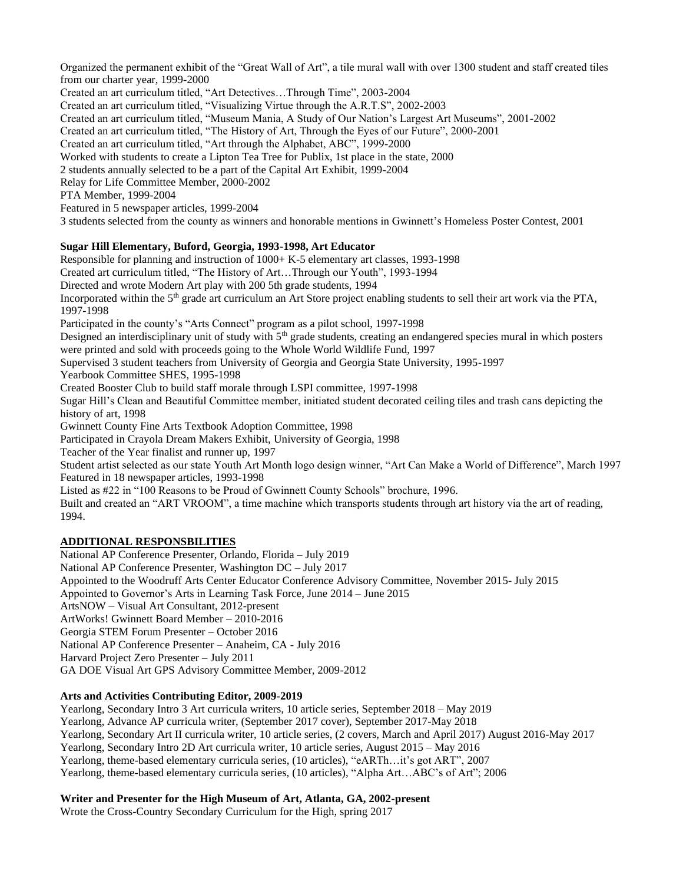Organized the permanent exhibit of the "Great Wall of Art", a tile mural wall with over 1300 student and staff created tiles from our charter year, 1999-2000

Created an art curriculum titled, "Art Detectives…Through Time", 2003-2004

Created an art curriculum titled, "Visualizing Virtue through the A.R.T.S", 2002-2003

Created an art curriculum titled, "Museum Mania, A Study of Our Nation's Largest Art Museums", 2001-2002

Created an art curriculum titled, "The History of Art, Through the Eyes of our Future", 2000-2001

Created an art curriculum titled, "Art through the Alphabet, ABC", 1999-2000

Worked with students to create a Lipton Tea Tree for Publix, 1st place in the state, 2000

2 students annually selected to be a part of the Capital Art Exhibit, 1999-2004

Relay for Life Committee Member, 2000-2002

PTA Member, 1999-2004

Featured in 5 newspaper articles, 1999-2004

3 students selected from the county as winners and honorable mentions in Gwinnett's Homeless Poster Contest, 2001

**Sugar Hill Elementary, Buford, Georgia, 1993-1998, Art Educator**

Responsible for planning and instruction of 1000+ K-5 elementary art classes, 1993-1998

Created art curriculum titled, "The History of Art…Through our Youth", 1993-1994

Directed and wrote Modern Art play with 200 5th grade students, 1994

Incorporated within the 5th grade art curriculum an Art Store project enabling students to sell their art work via the PTA, 1997-1998

Participated in the county's "Arts Connect" program as a pilot school, 1997-1998

Designed an interdisciplinary unit of study with 5th grade students, creating an endangered species mural in which posters were printed and sold with proceeds going to the Whole World Wildlife Fund, 1997

Supervised 3 student teachers from University of Georgia and Georgia State University, 1995-1997

Yearbook Committee SHES, 1995-1998

Created Booster Club to build staff morale through LSPI committee, 1997-1998

Sugar Hill's Clean and Beautiful Committee member, initiated student decorated ceiling tiles and trash cans depicting the history of art, 1998

Gwinnett County Fine Arts Textbook Adoption Committee, 1998

Participated in Crayola Dream Makers Exhibit, University of Georgia, 1998

Teacher of the Year finalist and runner up, 1997

Student artist selected as our state Youth Art Month logo design winner, "Art Can Make a World of Difference", March 1997

Featured in 18 newspaper articles, 1993-1998

Listed as #22 in "100 Reasons to be Proud of Gwinnett County Schools" brochure, 1996.

Built and created an "ART VROOM", a time machine which transports students through art history via the art of reading, 1994.

**ADDITIONAL RESPONSBILITIES**

National AP Conference Presenter, Orlando, Florida – July 2019

National AP Conference Presenter, Washington DC – July 2017

Appointed to the Woodruff Arts Center Educator Conference Advisory Committee, November 2015- July 2015

Appointed to Governor's Arts in Learning Task Force, June 2014 – June 2015

ArtsNOW – Visual Art Consultant, 2012-present

ArtWorks! Gwinnett Board Member – 2010-2016

Georgia STEM Forum Presenter – October 2016

National AP Conference Presenter – Anaheim, CA - July 2016

Harvard Project Zero Presenter – July 2011

GA DOE Visual Art GPS Advisory Committee Member, 2009-2012

**Arts and Activities Contributing Editor, 2009-2019**

Yearlong, Secondary Intro 3 Art curricula writers, 10 article series, September 2018 – May 2019

Yearlong, Advance AP curricula writer, (September 2017 cover), September 2017-May 2018

Yearlong, Secondary Art II curricula writer, 10 article series, (2 covers, March and April 2017) August 2016-May 2017

Yearlong, Secondary Intro 2D Art curricula writer, 10 article series, August 2015 – May 2016

Yearlong, theme-based elementary curricula series, (10 articles), "eARTh…it's got ART", 2007

Yearlong, theme-based elementary curricula series, (10 articles), "Alpha Art…ABC's of Art"; 2006

**Writer and Presenter for the High Museum of Art, Atlanta, GA, 2002-present**

Wrote the Cross-Country Secondary Curriculum for the High, spring 2017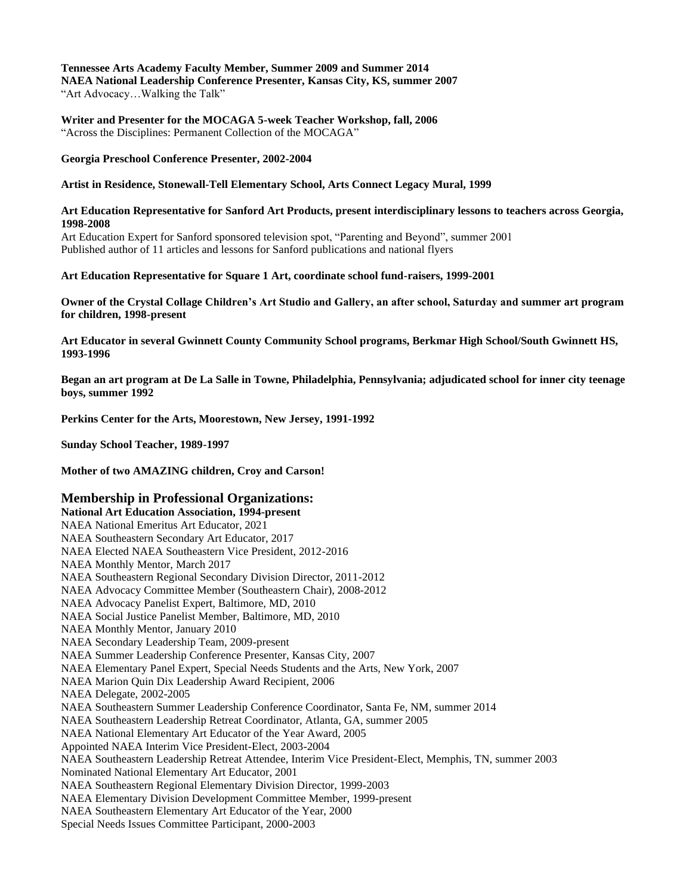**Tennessee Arts Academy Faculty Member, Summer 2009 and Summer 2014**
**NAEA National Leadership Conference Presenter, Kansas City, KS, summer 2007**
"Art Advocacy…Walking the Talk"

**Writer and Presenter for the MOCAGA 5-week Teacher Workshop, fall, 2006**
"Across the Disciplines: Permanent Collection of the MOCAGA"

**Georgia Preschool Conference Presenter, 2002-2004**

**Artist in Residence, Stonewall-Tell Elementary School, Arts Connect Legacy Mural, 1999**

**Art Education Representative for Sanford Art Products, present interdisciplinary lessons to teachers across Georgia, 1998-2008**
Art Education Expert for Sanford sponsored television spot, "Parenting and Beyond", summer 2001
Published author of 11 articles and lessons for Sanford publications and national flyers

**Art Education Representative for Square 1 Art, coordinate school fund-raisers, 1999-2001**

**Owner of the Crystal Collage Children's Art Studio and Gallery, an after school, Saturday and summer art program for children, 1998-present**

**Art Educator in several Gwinnett County Community School programs, Berkmar High School/South Gwinnett HS, 1993-1996**

**Began an art program at De La Salle in Towne, Philadelphia, Pennsylvania; adjudicated school for inner city teenage boys, summer 1992**

**Perkins Center for the Arts, Moorestown, New Jersey, 1991-1992**

**Sunday School Teacher, 1989-1997**

**Mother of two AMAZING children, Croy and Carson!**

## Membership in Professional Organizations:

**National Art Education Association, 1994-present**
NAEA National Emeritus Art Educator, 2021
NAEA Southeastern Secondary Art Educator, 2017
NAEA Elected NAEA Southeastern Vice President, 2012-2016
NAEA Monthly Mentor, March 2017
NAEA Southeastern Regional Secondary Division Director, 2011-2012
NAEA Advocacy Committee Member (Southeastern Chair), 2008-2012
NAEA Advocacy Panelist Expert, Baltimore, MD, 2010
NAEA Social Justice Panelist Member, Baltimore, MD, 2010
NAEA Monthly Mentor, January 2010
NAEA Secondary Leadership Team, 2009-present
NAEA Summer Leadership Conference Presenter, Kansas City, 2007
NAEA Elementary Panel Expert, Special Needs Students and the Arts, New York, 2007
NAEA Marion Quin Dix Leadership Award Recipient, 2006
NAEA Delegate, 2002-2005
NAEA Southeastern Summer Leadership Conference Coordinator, Santa Fe, NM, summer 2014
NAEA Southeastern Leadership Retreat Coordinator, Atlanta, GA, summer 2005
NAEA National Elementary Art Educator of the Year Award, 2005
Appointed NAEA Interim Vice President-Elect, 2003-2004
NAEA Southeastern Leadership Retreat Attendee, Interim Vice President-Elect, Memphis, TN, summer 2003
Nominated National Elementary Art Educator, 2001
NAEA Southeastern Regional Elementary Division Director, 1999-2003
NAEA Elementary Division Development Committee Member, 1999-present
NAEA Southeastern Elementary Art Educator of the Year, 2000
Special Needs Issues Committee Participant, 2000-2003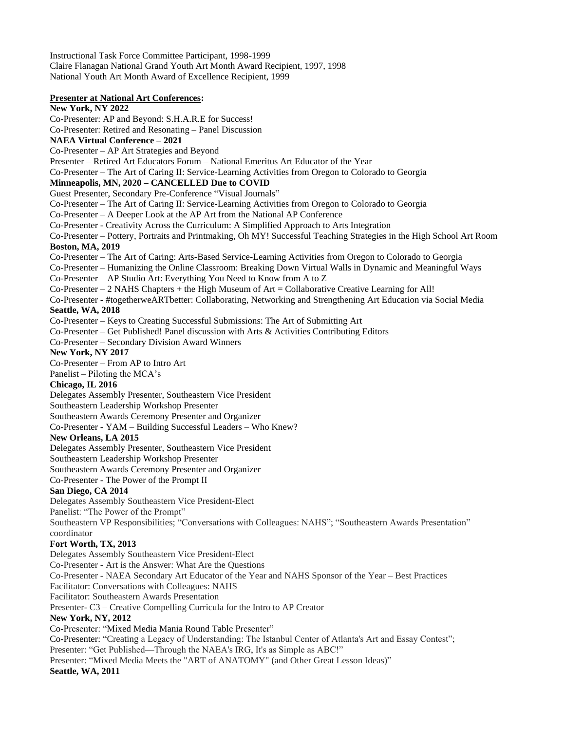Instructional Task Force Committee Participant, 1998-1999
Claire Flanagan National Grand Youth Art Month Award Recipient, 1997, 1998
National Youth Art Month Award of Excellence Recipient, 1999

**Presenter at National Art Conferences:**

**New York, NY 2022**
Co-Presenter: AP and Beyond: S.H.A.R.E for Success!
Co-Presenter: Retired and Resonating – Panel Discussion

**NAEA Virtual Conference – 2021**
Co-Presenter – AP Art Strategies and Beyond
Presenter – Retired Art Educators Forum – National Emeritus Art Educator of the Year
Co-Presenter – The Art of Caring II: Service-Learning Activities from Oregon to Colorado to Georgia

**Minneapolis, MN, 2020 – CANCELLED Due to COVID**
Guest Presenter, Secondary Pre-Conference "Visual Journals"
Co-Presenter – The Art of Caring II: Service-Learning Activities from Oregon to Colorado to Georgia
Co-Presenter – A Deeper Look at the AP Art from the National AP Conference
Co-Presenter - Creativity Across the Curriculum: A Simplified Approach to Arts Integration
Co-Presenter – Pottery, Portraits and Printmaking, Oh MY! Successful Teaching Strategies in the High School Art Room

**Boston, MA, 2019**
Co-Presenter – The Art of Caring: Arts-Based Service-Learning Activities from Oregon to Colorado to Georgia
Co-Presenter – Humanizing the Online Classroom: Breaking Down Virtual Walls in Dynamic and Meaningful Ways
Co-Presenter – AP Studio Art: Everything You Need to Know from A to Z
Co-Presenter – 2 NAHS Chapters + the High Museum of Art = Collaborative Creative Learning for All!
Co-Presenter - #togetherweARTbetter: Collaborating, Networking and Strengthening Art Education via Social Media

**Seattle, WA, 2018**
Co-Presenter – Keys to Creating Successful Submissions: The Art of Submitting Art
Co-Presenter – Get Published! Panel discussion with Arts & Activities Contributing Editors
Co-Presenter – Secondary Division Award Winners

**New York, NY 2017**
Co-Presenter – From AP to Intro Art
Panelist – Piloting the MCA's

**Chicago, IL 2016**
Delegates Assembly Presenter, Southeastern Vice President
Southeastern Leadership Workshop Presenter
Southeastern Awards Ceremony Presenter and Organizer
Co-Presenter - YAM – Building Successful Leaders – Who Knew?

**New Orleans, LA 2015**
Delegates Assembly Presenter, Southeastern Vice President
Southeastern Leadership Workshop Presenter
Southeastern Awards Ceremony Presenter and Organizer
Co-Presenter - The Power of the Prompt II

**San Diego, CA 2014**
Delegates Assembly Southeastern Vice President-Elect
Panelist: "The Power of the Prompt"
Southeastern VP Responsibilities; "Conversations with Colleagues: NAHS"; "Southeastern Awards Presentation" coordinator

**Fort Worth, TX, 2013**
Delegates Assembly Southeastern Vice President-Elect
Co-Presenter - Art is the Answer: What Are the Questions
Co-Presenter - NAEA Secondary Art Educator of the Year and NAHS Sponsor of the Year – Best Practices
Facilitator: Conversations with Colleagues: NAHS
Facilitator: Southeastern Awards Presentation
Presenter- C3 – Creative Compelling Curricula for the Intro to AP Creator

**New York, NY, 2012**
Co-Presenter: "Mixed Media Mania Round Table Presenter"
Co-Presenter: "Creating a Legacy of Understanding: The Istanbul Center of Atlanta's Art and Essay Contest";
Presenter: "Get Published—Through the NAEA's IRG, It's as Simple as ABC!"
Presenter: "Mixed Media Meets the "ART of ANATOMY" (and Other Great Lesson Ideas)"

**Seattle, WA, 2011**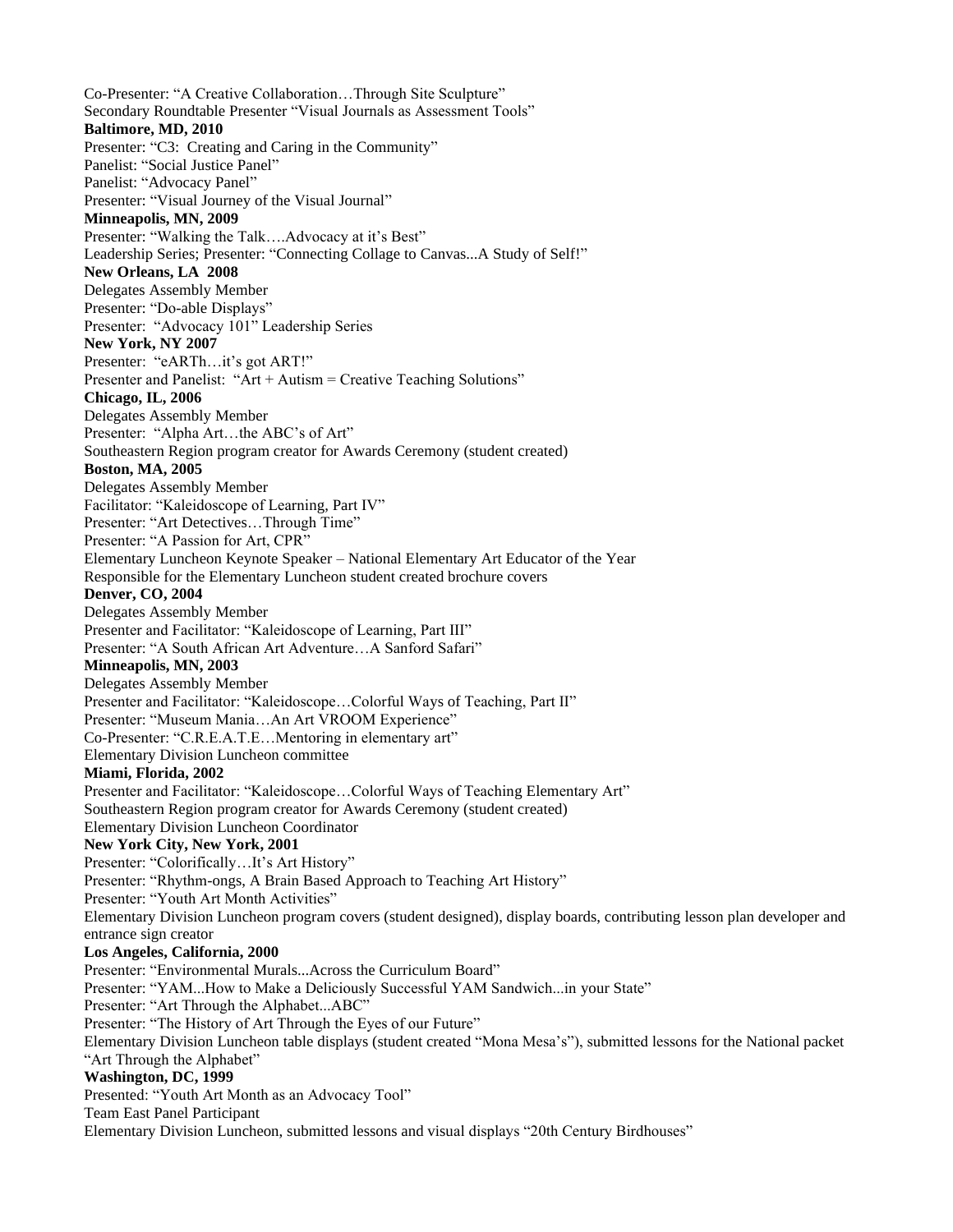Co-Presenter: "A Creative Collaboration…Through Site Sculpture"
Secondary Roundtable Presenter "Visual Journals as Assessment Tools"

**Baltimore, MD, 2010**

Presenter: "C3: Creating and Caring in the Community"
Panelist: "Social Justice Panel"
Panelist: "Advocacy Panel"
Presenter: "Visual Journey of the Visual Journal"

**Minneapolis, MN, 2009**

Presenter: "Walking the Talk….Advocacy at it's Best"
Leadership Series; Presenter: "Connecting Collage to Canvas...A Study of Self!"

**New Orleans, LA 2008**

Delegates Assembly Member
Presenter: "Do-able Displays"
Presenter: "Advocacy 101" Leadership Series

**New York, NY 2007**

Presenter: "eARTh…it's got ART!"
Presenter and Panelist: "Art + Autism = Creative Teaching Solutions"

**Chicago, IL, 2006**

Delegates Assembly Member
Presenter: "Alpha Art…the ABC's of Art"
Southeastern Region program creator for Awards Ceremony (student created)

**Boston, MA, 2005**

Delegates Assembly Member
Facilitator: "Kaleidoscope of Learning, Part IV"
Presenter: "Art Detectives…Through Time"
Presenter: "A Passion for Art, CPR"
Elementary Luncheon Keynote Speaker – National Elementary Art Educator of the Year
Responsible for the Elementary Luncheon student created brochure covers

**Denver, CO, 2004**

Delegates Assembly Member
Presenter and Facilitator: "Kaleidoscope of Learning, Part III"
Presenter: "A South African Art Adventure…A Sanford Safari"

**Minneapolis, MN, 2003**

Delegates Assembly Member
Presenter and Facilitator: "Kaleidoscope…Colorful Ways of Teaching, Part II"
Presenter: "Museum Mania…An Art VROOM Experience"
Co-Presenter: "C.R.E.A.T.E…Mentoring in elementary art"
Elementary Division Luncheon committee

**Miami, Florida, 2002**

Presenter and Facilitator: "Kaleidoscope…Colorful Ways of Teaching Elementary Art"
Southeastern Region program creator for Awards Ceremony (student created)
Elementary Division Luncheon Coordinator

**New York City, New York, 2001**

Presenter: "Colorifically…It's Art History"
Presenter: "Rhythm-ongs, A Brain Based Approach to Teaching Art History"
Presenter: "Youth Art Month Activities"
Elementary Division Luncheon program covers (student designed), display boards, contributing lesson plan developer and entrance sign creator

**Los Angeles, California, 2000**

Presenter: "Environmental Murals...Across the Curriculum Board"
Presenter: "YAM...How to Make a Deliciously Successful YAM Sandwich...in your State"
Presenter: "Art Through the Alphabet...ABC"
Presenter: "The History of Art Through the Eyes of our Future"
Elementary Division Luncheon table displays (student created "Mona Mesa's"), submitted lessons for the National packet "Art Through the Alphabet"

**Washington, DC, 1999**

Presented: "Youth Art Month as an Advocacy Tool"
Team East Panel Participant
Elementary Division Luncheon, submitted lessons and visual displays "20th Century Birdhouses"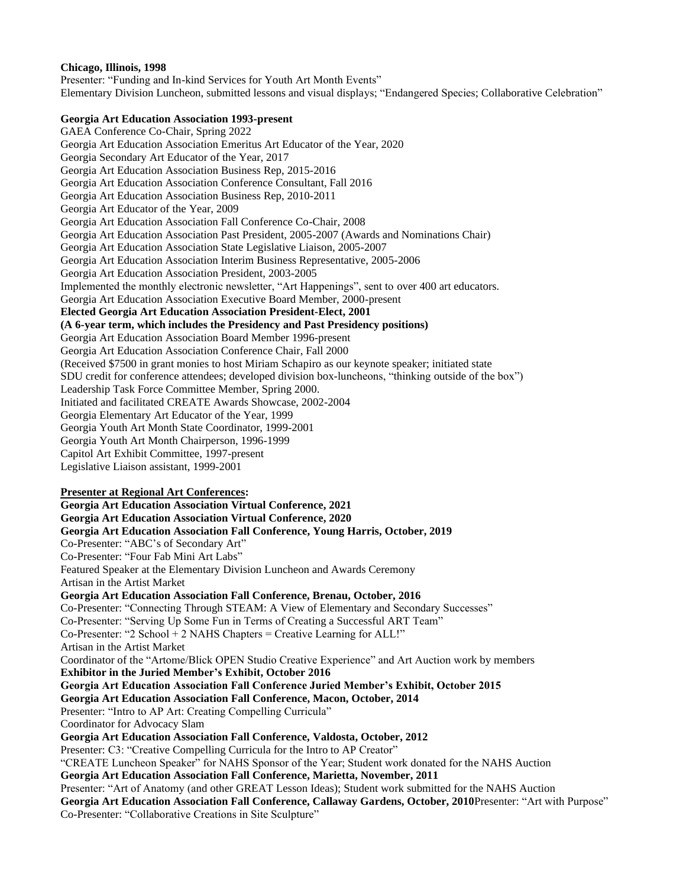**Chicago, Illinois, 1998**
Presenter: "Funding and In-kind Services for Youth Art Month Events"
Elementary Division Luncheon, submitted lessons and visual displays; "Endangered Species; Collaborative Celebration"

**Georgia Art Education Association 1993-present**
GAEA Conference Co-Chair, Spring 2022
Georgia Art Education Association Emeritus Art Educator of the Year, 2020
Georgia Secondary Art Educator of the Year, 2017
Georgia Art Education Association Business Rep, 2015-2016
Georgia Art Education Association Conference Consultant, Fall 2016
Georgia Art Education Association Business Rep, 2010-2011
Georgia Art Educator of the Year, 2009
Georgia Art Education Association Fall Conference Co-Chair, 2008
Georgia Art Education Association Past President, 2005-2007 (Awards and Nominations Chair)
Georgia Art Education Association State Legislative Liaison, 2005-2007
Georgia Art Education Association Interim Business Representative, 2005-2006
Georgia Art Education Association President, 2003-2005
Implemented the monthly electronic newsletter, "Art Happenings", sent to over 400 art educators.
Georgia Art Education Association Executive Board Member, 2000-present
**Elected Georgia Art Education Association President-Elect, 2001**
**(A 6-year term, which includes the Presidency and Past Presidency positions)**
Georgia Art Education Association Board Member 1996-present
Georgia Art Education Association Conference Chair, Fall 2000
(Received $7500 in grant monies to host Miriam Schapiro as our keynote speaker; initiated state SDU credit for conference attendees; developed division box-luncheons, "thinking outside of the box")
Leadership Task Force Committee Member, Spring 2000.
Initiated and facilitated CREATE Awards Showcase, 2002-2004
Georgia Elementary Art Educator of the Year, 1999
Georgia Youth Art Month State Coordinator, 1999-2001
Georgia Youth Art Month Chairperson, 1996-1999
Capitol Art Exhibit Committee, 1997-present
Legislative Liaison assistant, 1999-2001

**Presenter at Regional Art Conferences:**
**Georgia Art Education Association Virtual Conference, 2021**
**Georgia Art Education Association Virtual Conference, 2020**
**Georgia Art Education Association Fall Conference, Young Harris, October, 2019**
Co-Presenter: "ABC's of Secondary Art"
Co-Presenter: "Four Fab Mini Art Labs"
Featured Speaker at the Elementary Division Luncheon and Awards Ceremony
Artisan in the Artist Market
**Georgia Art Education Association Fall Conference, Brenau, October, 2016**
Co-Presenter: "Connecting Through STEAM: A View of Elementary and Secondary Successes"
Co-Presenter: "Serving Up Some Fun in Terms of Creating a Successful ART Team"
Co-Presenter: "2 School + 2 NAHS Chapters = Creative Learning for ALL!"
Artisan in the Artist Market
Coordinator of the "Artome/Blick OPEN Studio Creative Experience" and Art Auction work by members
**Exhibitor in the Juried Member's Exhibit, October 2016**
**Georgia Art Education Association Fall Conference Juried Member's Exhibit, October 2015**
**Georgia Art Education Association Fall Conference, Macon, October, 2014**
Presenter: "Intro to AP Art: Creating Compelling Curricula"
Coordinator for Advocacy Slam
**Georgia Art Education Association Fall Conference, Valdosta, October, 2012**
Presenter: C3: "Creative Compelling Curricula for the Intro to AP Creator"
"CREATE Luncheon Speaker" for NAHS Sponsor of the Year; Student work donated for the NAHS Auction
**Georgia Art Education Association Fall Conference, Marietta, November, 2011**
Presenter: "Art of Anatomy (and other GREAT Lesson Ideas); Student work submitted for the NAHS Auction
**Georgia Art Education Association Fall Conference, Callaway Gardens, October, 2010**Presenter: "Art with Purpose"
Co-Presenter: "Collaborative Creations in Site Sculpture"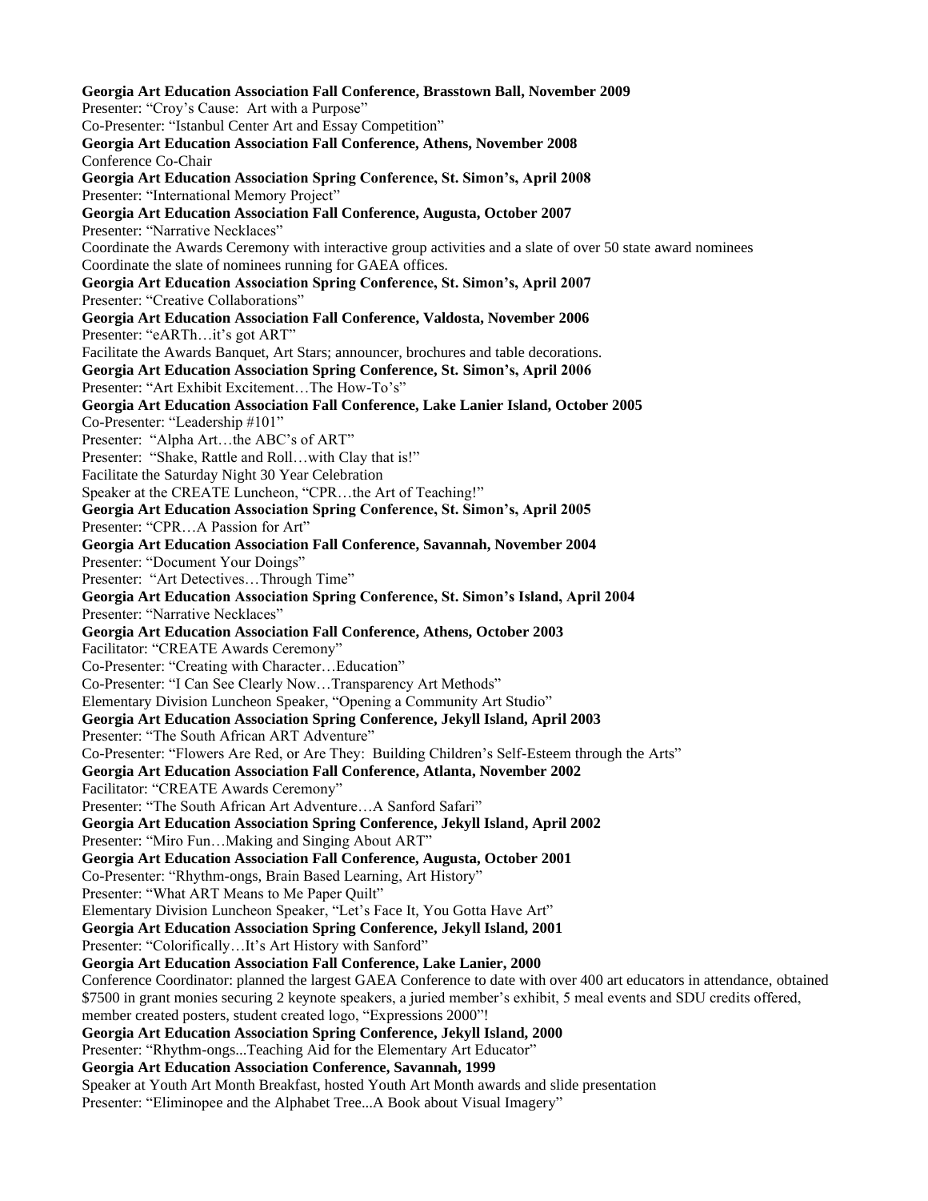**Georgia Art Education Association Fall Conference, Brasstown Ball, November 2009**
Presenter: "Croy's Cause: Art with a Purpose"
Co-Presenter: "Istanbul Center Art and Essay Competition"
**Georgia Art Education Association Fall Conference, Athens, November 2008**
Conference Co-Chair
**Georgia Art Education Association Spring Conference, St. Simon's, April 2008**
Presenter: "International Memory Project"
**Georgia Art Education Association Fall Conference, Augusta, October 2007**
Presenter: "Narrative Necklaces"
Coordinate the Awards Ceremony with interactive group activities and a slate of over 50 state award nominees
Coordinate the slate of nominees running for GAEA offices.
**Georgia Art Education Association Spring Conference, St. Simon's, April 2007**
Presenter: "Creative Collaborations"
**Georgia Art Education Association Fall Conference, Valdosta, November 2006**
Presenter: "eARTh…it's got ART"
Facilitate the Awards Banquet, Art Stars; announcer, brochures and table decorations.
**Georgia Art Education Association Spring Conference, St. Simon's, April 2006**
Presenter: "Art Exhibit Excitement…The How-To's"
**Georgia Art Education Association Fall Conference, Lake Lanier Island, October 2005**
Co-Presenter: "Leadership #101"
Presenter: "Alpha Art…the ABC's of ART"
Presenter: "Shake, Rattle and Roll…with Clay that is!"
Facilitate the Saturday Night 30 Year Celebration
Speaker at the CREATE Luncheon, "CPR…the Art of Teaching!"
**Georgia Art Education Association Spring Conference, St. Simon's, April 2005**
Presenter: "CPR…A Passion for Art"
**Georgia Art Education Association Fall Conference, Savannah, November 2004**
Presenter: "Document Your Doings"
Presenter: "Art Detectives…Through Time"
**Georgia Art Education Association Spring Conference, St. Simon's Island, April 2004**
Presenter: "Narrative Necklaces"
**Georgia Art Education Association Fall Conference, Athens, October 2003**
Facilitator: "CREATE Awards Ceremony"
Co-Presenter: "Creating with Character…Education"
Co-Presenter: "I Can See Clearly Now…Transparency Art Methods"
Elementary Division Luncheon Speaker, "Opening a Community Art Studio"
**Georgia Art Education Association Spring Conference, Jekyll Island, April 2003**
Presenter: "The South African ART Adventure"
Co-Presenter: "Flowers Are Red, or Are They: Building Children's Self-Esteem through the Arts"
**Georgia Art Education Association Fall Conference, Atlanta, November 2002**
Facilitator: "CREATE Awards Ceremony"
Presenter: "The South African Art Adventure…A Sanford Safari"
**Georgia Art Education Association Spring Conference, Jekyll Island, April 2002**
Presenter: "Miro Fun…Making and Singing About ART"
**Georgia Art Education Association Fall Conference, Augusta, October 2001**
Co-Presenter: "Rhythm-ongs, Brain Based Learning, Art History"
Presenter: "What ART Means to Me Paper Quilt"
Elementary Division Luncheon Speaker, "Let's Face It, You Gotta Have Art"
**Georgia Art Education Association Spring Conference, Jekyll Island, 2001**
Presenter: "Colorifically…It's Art History with Sanford"
**Georgia Art Education Association Fall Conference, Lake Lanier, 2000**
Conference Coordinator: planned the largest GAEA Conference to date with over 400 art educators in attendance, obtained $7500 in grant monies securing 2 keynote speakers, a juried member's exhibit, 5 meal events and SDU credits offered, member created posters, student created logo, "Expressions 2000"!
**Georgia Art Education Association Spring Conference, Jekyll Island, 2000**
Presenter: "Rhythm-ongs...Teaching Aid for the Elementary Art Educator"
**Georgia Art Education Association Conference, Savannah, 1999**
Speaker at Youth Art Month Breakfast, hosted Youth Art Month awards and slide presentation
Presenter: "Eliminopee and the Alphabet Tree...A Book about Visual Imagery"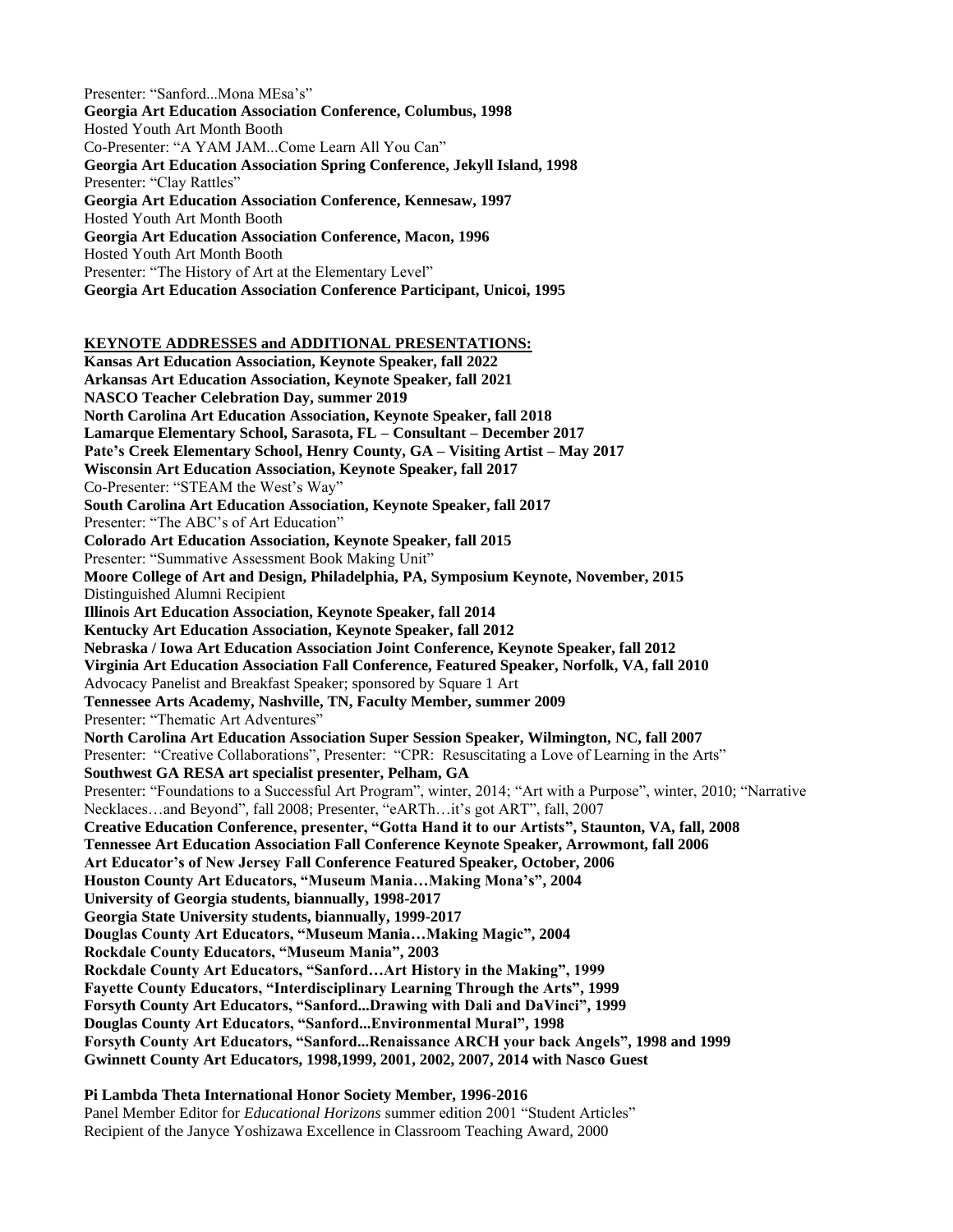Presenter: "Sanford...Mona MEsa's"

**Georgia Art Education Association Conference, Columbus, 1998**

Hosted Youth Art Month Booth

Co-Presenter: "A YAM JAM...Come Learn All You Can"

**Georgia Art Education Association Spring Conference, Jekyll Island, 1998**

Presenter: "Clay Rattles"

**Georgia Art Education Association Conference, Kennesaw, 1997**

Hosted Youth Art Month Booth

**Georgia Art Education Association Conference, Macon, 1996**

Hosted Youth Art Month Booth

Presenter: "The History of Art at the Elementary Level"

**Georgia Art Education Association Conference Participant, Unicoi, 1995**

**KEYNOTE ADDRESSES and ADDITIONAL PRESENTATIONS:**

**Kansas Art Education Association, Keynote Speaker, fall 2022**

**Arkansas Art Education Association, Keynote Speaker, fall 2021**

**NASCO Teacher Celebration Day, summer 2019**

**North Carolina Art Education Association, Keynote Speaker, fall 2018**

**Lamarque Elementary School, Sarasota, FL – Consultant – December 2017**

**Pate's Creek Elementary School, Henry County, GA – Visiting Artist – May 2017**

**Wisconsin Art Education Association, Keynote Speaker, fall 2017**

Co-Presenter: "STEAM the West's Way"

**South Carolina Art Education Association, Keynote Speaker, fall 2017**

Presenter: "The ABC's of Art Education"

**Colorado Art Education Association, Keynote Speaker, fall 2015**

Presenter: "Summative Assessment Book Making Unit"

**Moore College of Art and Design, Philadelphia, PA, Symposium Keynote, November, 2015**

Distinguished Alumni Recipient

**Illinois Art Education Association, Keynote Speaker, fall 2014**

**Kentucky Art Education Association, Keynote Speaker, fall 2012**

**Nebraska / Iowa Art Education Association Joint Conference, Keynote Speaker, fall 2012**

**Virginia Art Education Association Fall Conference, Featured Speaker, Norfolk, VA, fall 2010**

Advocacy Panelist and Breakfast Speaker; sponsored by Square 1 Art

**Tennessee Arts Academy, Nashville, TN, Faculty Member, summer 2009**

Presenter: "Thematic Art Adventures"

**North Carolina Art Education Association Super Session Speaker, Wilmington, NC, fall 2007**

Presenter: "Creative Collaborations", Presenter: "CPR: Resuscitating a Love of Learning in the Arts"

**Southwest GA RESA art specialist presenter, Pelham, GA**

Presenter: "Foundations to a Successful Art Program", winter, 2014; "Art with a Purpose", winter, 2010; "Narrative Necklaces…and Beyond", fall 2008; Presenter, "eARTh…it's got ART", fall, 2007

**Creative Education Conference, presenter, "Gotta Hand it to our Artists", Staunton, VA, fall, 2008**

**Tennessee Art Education Association Fall Conference Keynote Speaker, Arrowmont, fall 2006**

**Art Educator's of New Jersey Fall Conference Featured Speaker, October, 2006**

**Houston County Art Educators, "Museum Mania…Making Mona's", 2004**

**University of Georgia students, biannually, 1998-2017**

**Georgia State University students, biannually, 1999-2017**

**Douglas County Art Educators, "Museum Mania…Making Magic", 2004**

**Rockdale County Educators, "Museum Mania", 2003**

**Rockdale County Art Educators, "Sanford…Art History in the Making", 1999**

**Fayette County Educators, "Interdisciplinary Learning Through the Arts", 1999**

**Forsyth County Art Educators, "Sanford...Drawing with Dali and DaVinci", 1999**

**Douglas County Art Educators, "Sanford...Environmental Mural", 1998**

**Forsyth County Art Educators, "Sanford...Renaissance ARCH your back Angels", 1998 and 1999**

**Gwinnett County Art Educators, 1998,1999, 2001, 2002, 2007, 2014 with Nasco Guest**

**Pi Lambda Theta International Honor Society Member, 1996-2016**

Panel Member Editor for *Educational Horizons* summer edition 2001 "Student Articles"

Recipient of the Janyce Yoshizawa Excellence in Classroom Teaching Award, 2000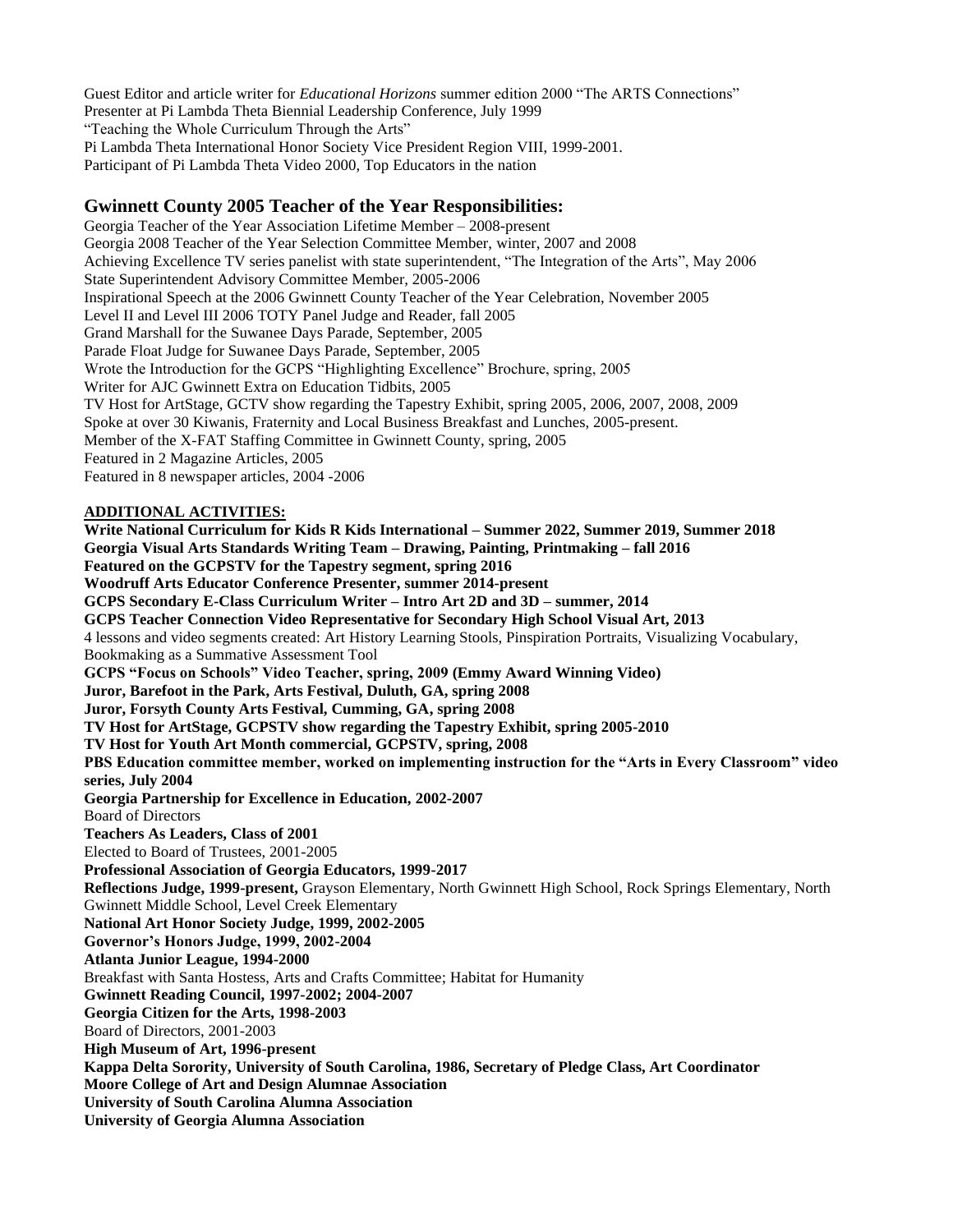Guest Editor and article writer for *Educational Horizons* summer edition 2000 "The ARTS Connections"
Presenter at Pi Lambda Theta Biennial Leadership Conference, July 1999
"Teaching the Whole Curriculum Through the Arts"
Pi Lambda Theta International Honor Society Vice President Region VIII, 1999-2001.
Participant of Pi Lambda Theta Video 2000, Top Educators in the nation

## Gwinnett County 2005 Teacher of the Year Responsibilities:

Georgia Teacher of the Year Association Lifetime Member – 2008-present
Georgia 2008 Teacher of the Year Selection Committee Member, winter, 2007 and 2008
Achieving Excellence TV series panelist with state superintendent, "The Integration of the Arts", May 2006
State Superintendent Advisory Committee Member, 2005-2006
Inspirational Speech at the 2006 Gwinnett County Teacher of the Year Celebration, November 2005
Level II and Level III 2006 TOTY Panel Judge and Reader, fall 2005
Grand Marshall for the Suwanee Days Parade, September, 2005
Parade Float Judge for Suwanee Days Parade, September, 2005
Wrote the Introduction for the GCPS "Highlighting Excellence" Brochure, spring, 2005
Writer for AJC Gwinnett Extra on Education Tidbits, 2005
TV Host for ArtStage, GCTV show regarding the Tapestry Exhibit, spring 2005, 2006, 2007, 2008, 2009
Spoke at over 30 Kiwanis, Fraternity and Local Business Breakfast and Lunches, 2005-present.
Member of the X-FAT Staffing Committee in Gwinnett County, spring, 2005
Featured in 2 Magazine Articles, 2005
Featured in 8 newspaper articles, 2004 -2006

**ADDITIONAL ACTIVITIES:**

**Write National Curriculum for Kids R Kids International – Summer 2022, Summer 2019, Summer 2018**
**Georgia Visual Arts Standards Writing Team – Drawing, Painting, Printmaking – fall 2016**
**Featured on the GCPSTV for the Tapestry segment, spring 2016**
**Woodruff Arts Educator Conference Presenter, summer 2014-present**
**GCPS Secondary E-Class Curriculum Writer – Intro Art 2D and 3D – summer, 2014**
**GCPS Teacher Connection Video Representative for Secondary High School Visual Art, 2013**
4 lessons and video segments created: Art History Learning Stools, Pinspiration Portraits, Visualizing Vocabulary, Bookmaking as a Summative Assessment Tool
**GCPS "Focus on Schools" Video Teacher, spring, 2009 (Emmy Award Winning Video)**
**Juror, Barefoot in the Park, Arts Festival, Duluth, GA, spring 2008**
**Juror, Forsyth County Arts Festival, Cumming, GA, spring 2008**
**TV Host for ArtStage, GCPSTV show regarding the Tapestry Exhibit, spring 2005-2010**
**TV Host for Youth Art Month commercial, GCPSTV, spring, 2008**
**PBS Education committee member, worked on implementing instruction for the "Arts in Every Classroom" video series, July 2004**
**Georgia Partnership for Excellence in Education, 2002-2007**
Board of Directors
**Teachers As Leaders, Class of 2001**
Elected to Board of Trustees, 2001-2005
**Professional Association of Georgia Educators, 1999-2017**
**Reflections Judge, 1999-present,** Grayson Elementary, North Gwinnett High School, Rock Springs Elementary, North Gwinnett Middle School, Level Creek Elementary
**National Art Honor Society Judge, 1999, 2002-2005**
**Governor's Honors Judge, 1999, 2002-2004**
**Atlanta Junior League, 1994-2000**
Breakfast with Santa Hostess, Arts and Crafts Committee; Habitat for Humanity
**Gwinnett Reading Council, 1997-2002; 2004-2007**
**Georgia Citizen for the Arts, 1998-2003**
Board of Directors, 2001-2003
**High Museum of Art, 1996-present**
**Kappa Delta Sorority, University of South Carolina, 1986, Secretary of Pledge Class, Art Coordinator**
**Moore College of Art and Design Alumnae Association**
**University of South Carolina Alumna Association**
**University of Georgia Alumna Association**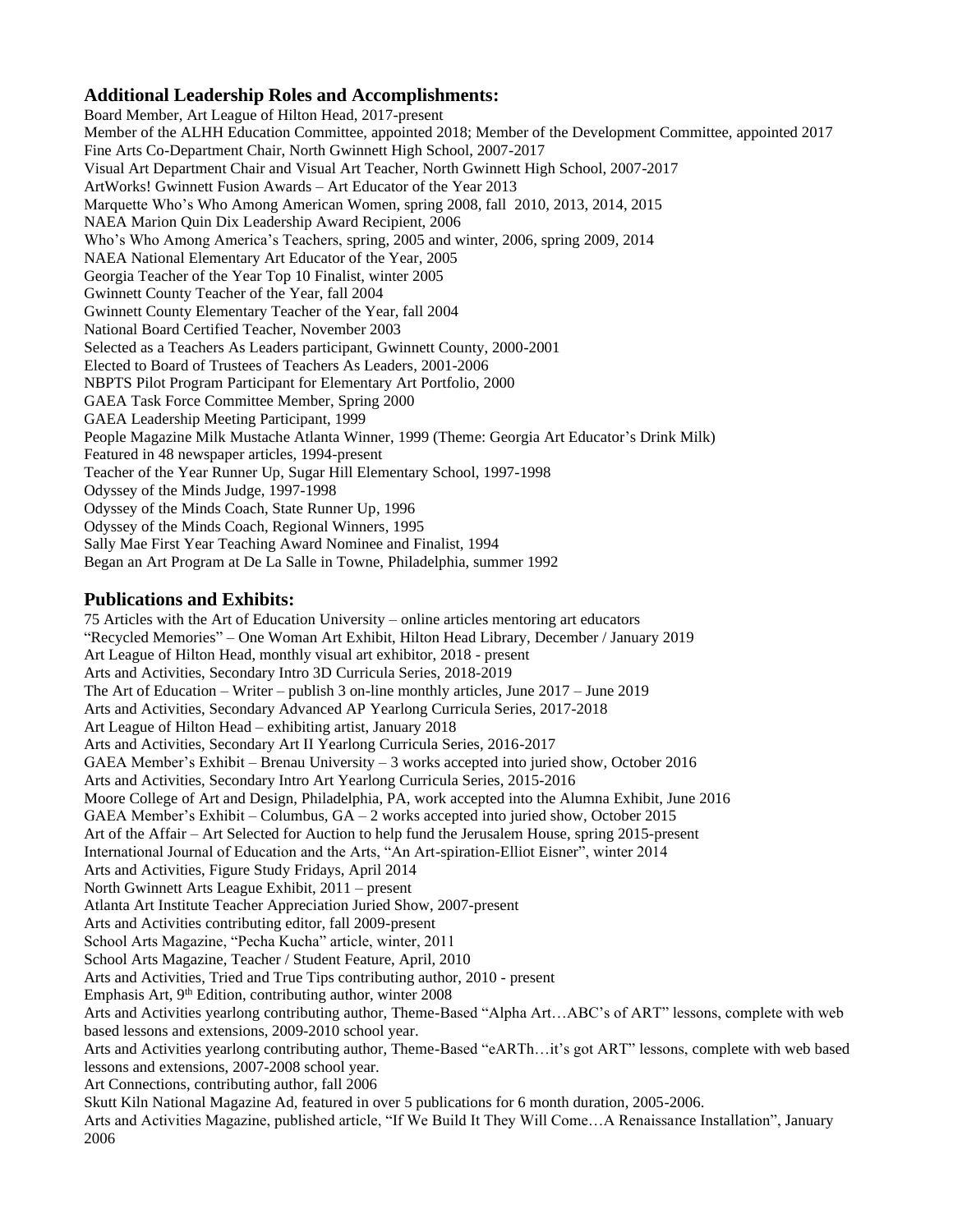## Additional Leadership Roles and Accomplishments:

Board Member, Art League of Hilton Head, 2017-present
Member of the ALHH Education Committee, appointed 2018; Member of the Development Committee, appointed 2017
Fine Arts Co-Department Chair, North Gwinnett High School, 2007-2017
Visual Art Department Chair and Visual Art Teacher, North Gwinnett High School, 2007-2017
ArtWorks! Gwinnett Fusion Awards – Art Educator of the Year 2013
Marquette Who's Who Among American Women, spring 2008, fall 2010, 2013, 2014, 2015
NAEA Marion Quin Dix Leadership Award Recipient, 2006
Who's Who Among America's Teachers, spring, 2005 and winter, 2006, spring 2009, 2014
NAEA National Elementary Art Educator of the Year, 2005
Georgia Teacher of the Year Top 10 Finalist, winter 2005
Gwinnett County Teacher of the Year, fall 2004
Gwinnett County Elementary Teacher of the Year, fall 2004
National Board Certified Teacher, November 2003
Selected as a Teachers As Leaders participant, Gwinnett County, 2000-2001
Elected to Board of Trustees of Teachers As Leaders, 2001-2006
NBPTS Pilot Program Participant for Elementary Art Portfolio, 2000
GAEA Task Force Committee Member, Spring 2000
GAEA Leadership Meeting Participant, 1999
People Magazine Milk Mustache Atlanta Winner, 1999 (Theme: Georgia Art Educator's Drink Milk)
Featured in 48 newspaper articles, 1994-present
Teacher of the Year Runner Up, Sugar Hill Elementary School, 1997-1998
Odyssey of the Minds Judge, 1997-1998
Odyssey of the Minds Coach, State Runner Up, 1996
Odyssey of the Minds Coach, Regional Winners, 1995
Sally Mae First Year Teaching Award Nominee and Finalist, 1994
Began an Art Program at De La Salle in Towne, Philadelphia, summer 1992

## Publications and Exhibits:

75 Articles with the Art of Education University – online articles mentoring art educators
"Recycled Memories" – One Woman Art Exhibit, Hilton Head Library, December / January 2019
Art League of Hilton Head, monthly visual art exhibitor, 2018 - present
Arts and Activities, Secondary Intro 3D Curricula Series, 2018-2019
The Art of Education – Writer – publish 3 on-line monthly articles, June 2017 – June 2019
Arts and Activities, Secondary Advanced AP Yearlong Curricula Series, 2017-2018
Art League of Hilton Head – exhibiting artist, January 2018
Arts and Activities, Secondary Art II Yearlong Curricula Series, 2016-2017
GAEA Member's Exhibit – Brenau University – 3 works accepted into juried show, October 2016
Arts and Activities, Secondary Intro Art Yearlong Curricula Series, 2015-2016
Moore College of Art and Design, Philadelphia, PA, work accepted into the Alumna Exhibit, June 2016
GAEA Member's Exhibit – Columbus, GA – 2 works accepted into juried show, October 2015
Art of the Affair – Art Selected for Auction to help fund the Jerusalem House, spring 2015-present
International Journal of Education and the Arts, "An Art-spiration-Elliot Eisner", winter 2014
Arts and Activities, Figure Study Fridays, April 2014
North Gwinnett Arts League Exhibit, 2011 – present
Atlanta Art Institute Teacher Appreciation Juried Show, 2007-present
Arts and Activities contributing editor, fall 2009-present
School Arts Magazine, "Pecha Kucha" article, winter, 2011
School Arts Magazine, Teacher / Student Feature, April, 2010
Arts and Activities, Tried and True Tips contributing author, 2010 - present
Emphasis Art, 9th Edition, contributing author, winter 2008
Arts and Activities yearlong contributing author, Theme-Based "Alpha Art…ABC's of ART" lessons, complete with web based lessons and extensions, 2009-2010 school year.
Arts and Activities yearlong contributing author, Theme-Based "eARTh…it's got ART" lessons, complete with web based lessons and extensions, 2007-2008 school year.
Art Connections, contributing author, fall 2006
Skutt Kiln National Magazine Ad, featured in over 5 publications for 6 month duration, 2005-2006.
Arts and Activities Magazine, published article, "If We Build It They Will Come…A Renaissance Installation", January 2006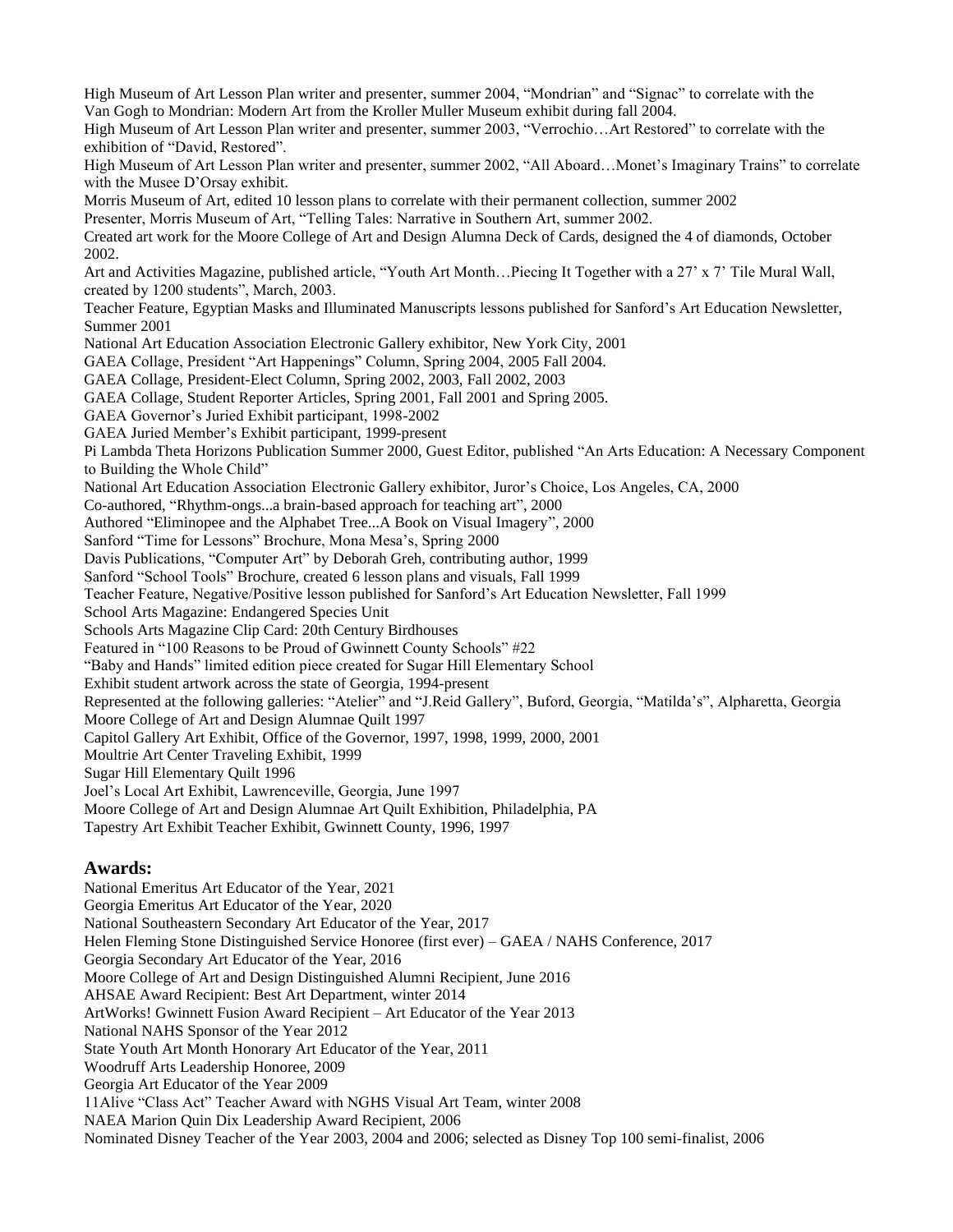High Museum of Art Lesson Plan writer and presenter, summer 2004, “Mondrian” and “Signac” to correlate with the Van Gogh to Mondrian: Modern Art from the Kroller Muller Museum exhibit during fall 2004.
High Museum of Art Lesson Plan writer and presenter, summer 2003, “Verrochio…Art Restored” to correlate with the exhibition of “David, Restored”.
High Museum of Art Lesson Plan writer and presenter, summer 2002, “All Aboard…Monet’s Imaginary Trains” to correlate with the Musee D’Orsay exhibit.
Morris Museum of Art, edited 10 lesson plans to correlate with their permanent collection, summer 2002
Presenter, Morris Museum of Art, “Telling Tales: Narrative in Southern Art, summer 2002.
Created art work for the Moore College of Art and Design Alumna Deck of Cards, designed the 4 of diamonds, October 2002.
Art and Activities Magazine, published article, “Youth Art Month…Piecing It Together with a 27’ x 7’ Tile Mural Wall, created by 1200 students”, March, 2003.
Teacher Feature, Egyptian Masks and Illuminated Manuscripts lessons published for Sanford’s Art Education Newsletter, Summer 2001
National Art Education Association Electronic Gallery exhibitor, New York City, 2001
GAEA Collage, President “Art Happenings” Column, Spring 2004, 2005 Fall 2004.
GAEA Collage, President-Elect Column, Spring 2002, 2003, Fall 2002, 2003
GAEA Collage, Student Reporter Articles, Spring 2001, Fall 2001 and Spring 2005.
GAEA Governor’s Juried Exhibit participant, 1998-2002
GAEA Juried Member’s Exhibit participant, 1999-present
Pi Lambda Theta Horizons Publication Summer 2000, Guest Editor, published “An Arts Education: A Necessary Component to Building the Whole Child”
National Art Education Association Electronic Gallery exhibitor, Juror’s Choice, Los Angeles, CA, 2000
Co-authored, “Rhythm-ongs...a brain-based approach for teaching art”, 2000
Authored “Eliminopee and the Alphabet Tree...A Book on Visual Imagery”, 2000
Sanford “Time for Lessons” Brochure, Mona Mesa’s, Spring 2000
Davis Publications, “Computer Art” by Deborah Greh, contributing author, 1999
Sanford “School Tools” Brochure, created 6 lesson plans and visuals, Fall 1999
Teacher Feature, Negative/Positive lesson published for Sanford’s Art Education Newsletter, Fall 1999
School Arts Magazine: Endangered Species Unit
Schools Arts Magazine Clip Card: 20th Century Birdhouses
Featured in “100 Reasons to be Proud of Gwinnett County Schools” #22
“Baby and Hands” limited edition piece created for Sugar Hill Elementary School
Exhibit student artwork across the state of Georgia, 1994-present
Represented at the following galleries: “Atelier” and “J.Reid Gallery”, Buford, Georgia, “Matilda’s”, Alpharetta, Georgia
Moore College of Art and Design Alumnae Quilt 1997
Capitol Gallery Art Exhibit, Office of the Governor, 1997, 1998, 1999, 2000, 2001
Moultrie Art Center Traveling Exhibit, 1999
Sugar Hill Elementary Quilt 1996
Joel’s Local Art Exhibit, Lawrenceville, Georgia, June 1997
Moore College of Art and Design Alumnae Art Quilt Exhibition, Philadelphia, PA
Tapestry Art Exhibit Teacher Exhibit, Gwinnett County, 1996, 1997

## Awards:

National Emeritus Art Educator of the Year, 2021
Georgia Emeritus Art Educator of the Year, 2020
National Southeastern Secondary Art Educator of the Year, 2017
Helen Fleming Stone Distinguished Service Honoree (first ever) – GAEA / NAHS Conference, 2017
Georgia Secondary Art Educator of the Year, 2016
Moore College of Art and Design Distinguished Alumni Recipient, June 2016
AHSAE Award Recipient: Best Art Department, winter 2014
ArtWorks! Gwinnett Fusion Award Recipient – Art Educator of the Year 2013
National NAHS Sponsor of the Year 2012
State Youth Art Month Honorary Art Educator of the Year, 2011
Woodruff Arts Leadership Honoree, 2009
Georgia Art Educator of the Year 2009
11Alive “Class Act” Teacher Award with NGHS Visual Art Team, winter 2008
NAEA Marion Quin Dix Leadership Award Recipient, 2006
Nominated Disney Teacher of the Year 2003, 2004 and 2006; selected as Disney Top 100 semi-finalist, 2006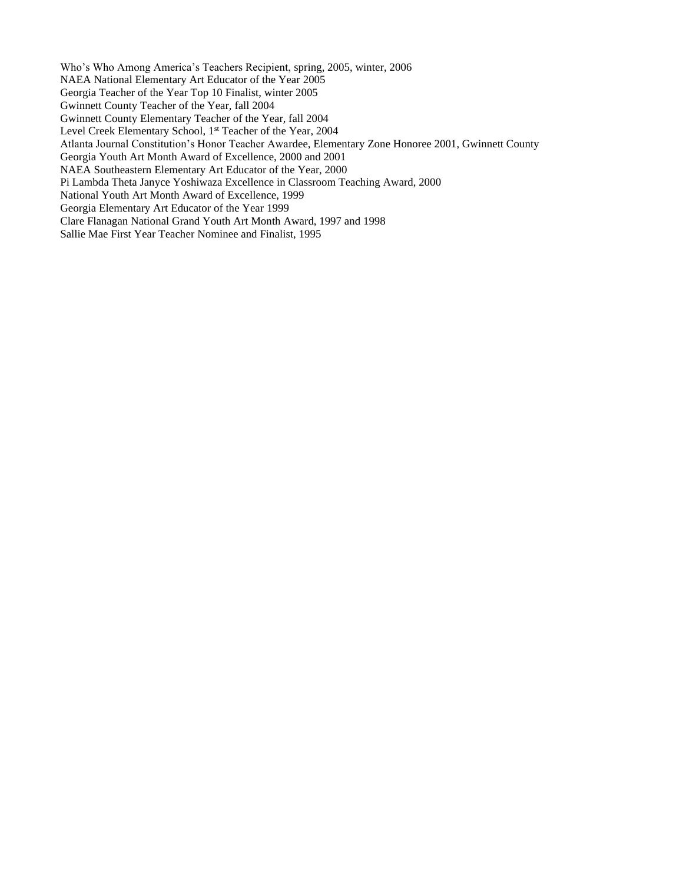Who's Who Among America's Teachers Recipient, spring, 2005, winter, 2006
NAEA National Elementary Art Educator of the Year 2005
Georgia Teacher of the Year Top 10 Finalist, winter 2005
Gwinnett County Teacher of the Year, fall 2004
Gwinnett County Elementary Teacher of the Year, fall 2004
Level Creek Elementary School, 1st Teacher of the Year, 2004
Atlanta Journal Constitution's Honor Teacher Awardee, Elementary Zone Honoree 2001, Gwinnett County
Georgia Youth Art Month Award of Excellence, 2000 and 2001
NAEA Southeastern Elementary Art Educator of the Year, 2000
Pi Lambda Theta Janyce Yoshiwaza Excellence in Classroom Teaching Award, 2000
National Youth Art Month Award of Excellence, 1999
Georgia Elementary Art Educator of the Year 1999
Clare Flanagan National Grand Youth Art Month Award, 1997 and 1998
Sallie Mae First Year Teacher Nominee and Finalist, 1995